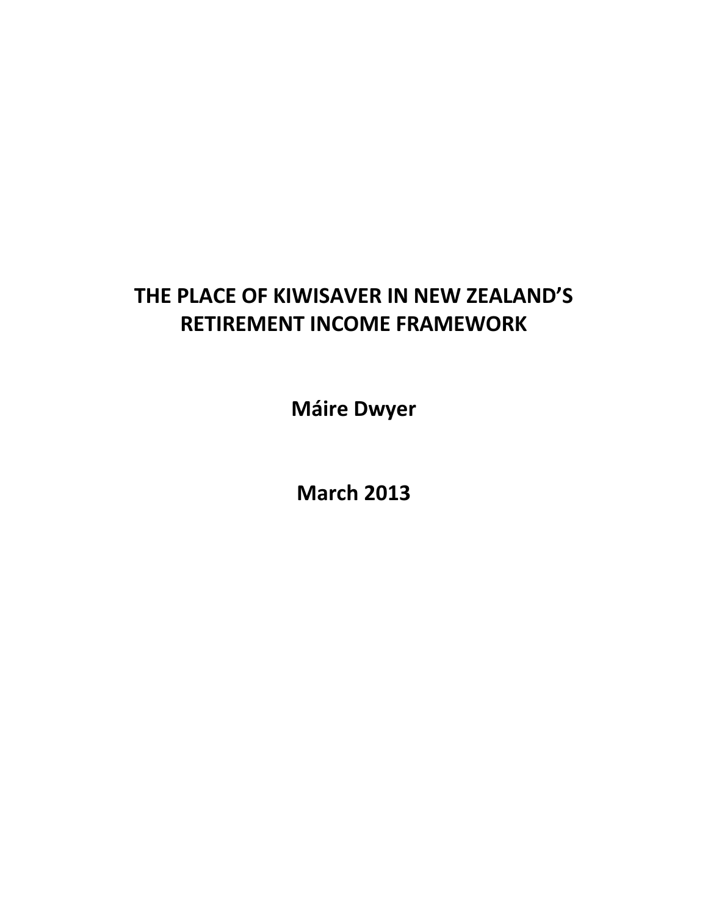# THE PLACE OF KIWISAVER IN NEW ZEALAND'S RETIREMENT INCOME FRAMEWORK

**Máire Dwyer**

**March 2013**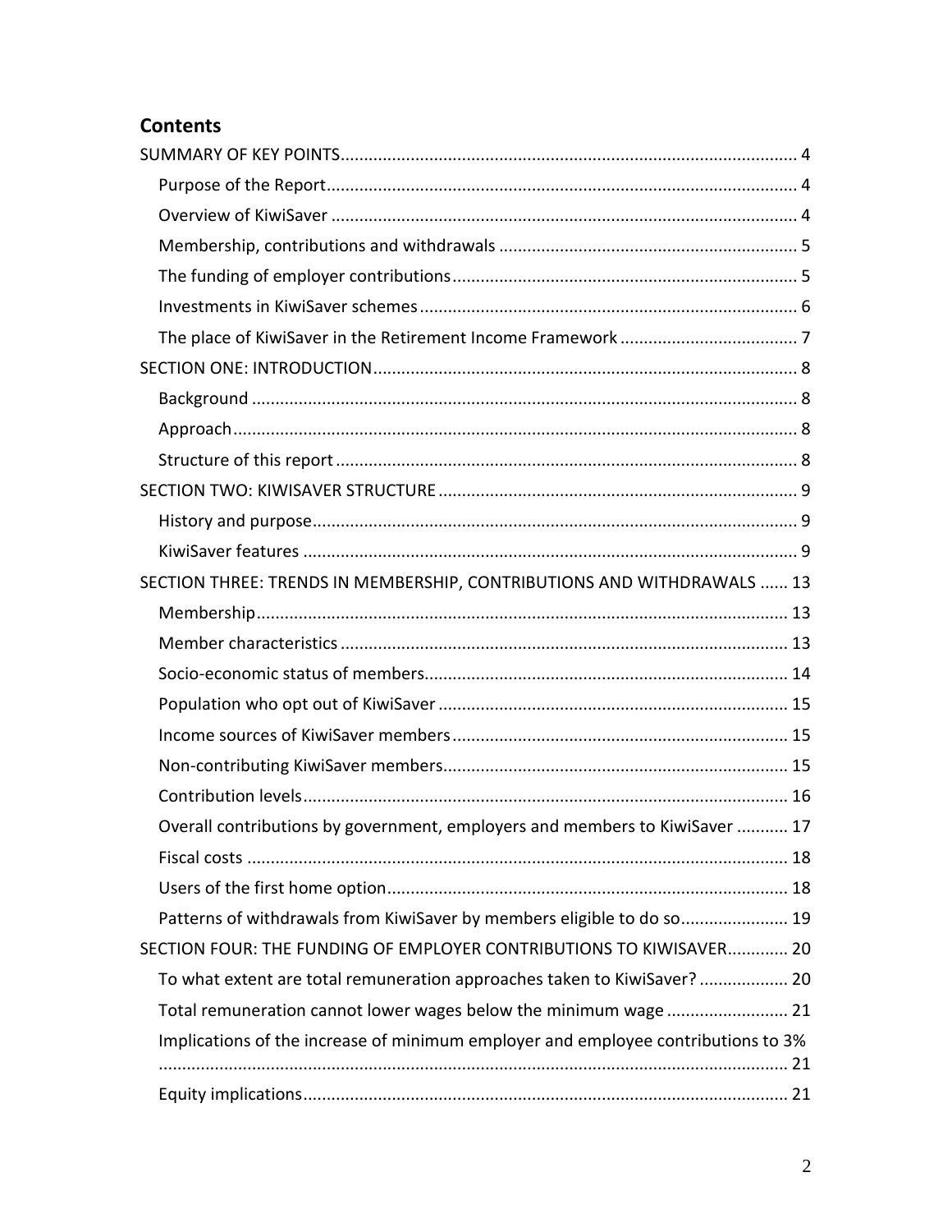## Contents

SUMMARY OF KEY POINTS .......... 4
- Purpose of the Report .......... 4
- Overview of KiwiSaver .......... 4
- Membership, contributions and withdrawals .......... 5
- The funding of employer contributions .......... 5
- Investments in KiwiSaver schemes .......... 6
- The place of KiwiSaver in the Retirement Income Framework .......... 7

SECTION ONE: INTRODUCTION .......... 8
- Background .......... 8
- Approach .......... 8
- Structure of this report .......... 8

SECTION TWO: KIWISAVER STRUCTURE .......... 9
- History and purpose .......... 9
- KiwiSaver features .......... 9

SECTION THREE: TRENDS IN MEMBERSHIP, CONTRIBUTIONS AND WITHDRAWALS .......... 13
- Membership .......... 13
- Member characteristics .......... 13
- Socio-economic status of members .......... 14
- Population who opt out of KiwiSaver .......... 15
- Income sources of KiwiSaver members .......... 15
- Non-contributing KiwiSaver members .......... 15
- Contribution levels .......... 16
- Overall contributions by government, employers and members to KiwiSaver .......... 17
- Fiscal costs .......... 18
- Users of the first home option .......... 18
- Patterns of withdrawals from KiwiSaver by members eligible to do so .......... 19

SECTION FOUR: THE FUNDING OF EMPLOYER CONTRIBUTIONS TO KIWISAVER .......... 20
- To what extent are total remuneration approaches taken to KiwiSaver? .......... 20
- Total remuneration cannot lower wages below the minimum wage .......... 21
- Implications of the increase of minimum employer and employee contributions to 3% .......... 21
- Equity implications .......... 21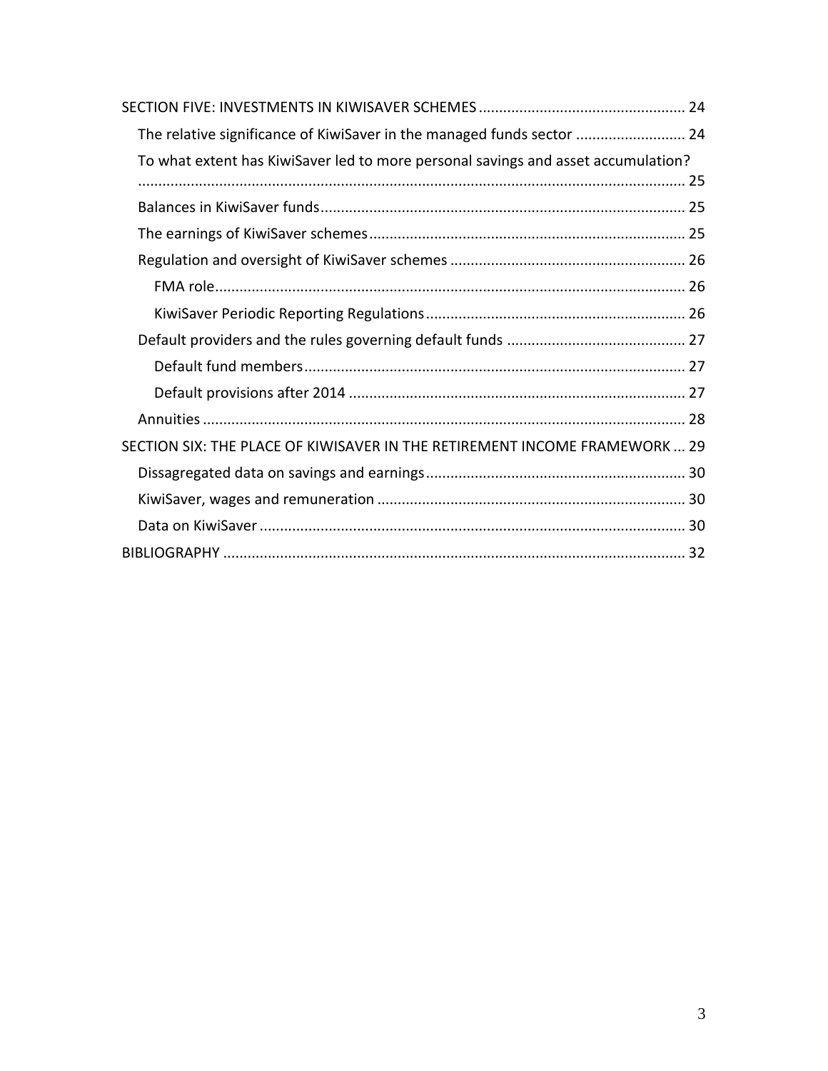SECTION FIVE: INVESTMENTS IN KIWISAVER SCHEMES .................................................. 24

- The relative significance of KiwiSaver in the managed funds sector ........................... 24
- To what extent has KiwiSaver led to more personal savings and asset accumulation? ..................................................................................................................................... 25
- Balances in KiwiSaver funds......................................................................................... 25
- The earnings of KiwiSaver schemes............................................................................. 25
- Regulation and oversight of KiwiSaver schemes .......................................................... 26
  - FMA role.................................................................................................................. 26
  - KiwiSaver Periodic Reporting Regulations................................................................ 26
- Default providers and the rules governing default funds ............................................ 27
  - Default fund members............................................................................................. 27
  - Default provisions after 2014 .................................................................................. 27
- Annuities ..................................................................................................................... 28

SECTION SIX: THE PLACE OF KIWISAVER IN THE RETIREMENT INCOME FRAMEWORK ... 29

- Dissagregated data on savings and earnings................................................................ 30
- KiwiSaver, wages and remuneration ........................................................................... 30
- Data on KiwiSaver ........................................................................................................ 30

BIBLIOGRAPHY ................................................................................................................. 32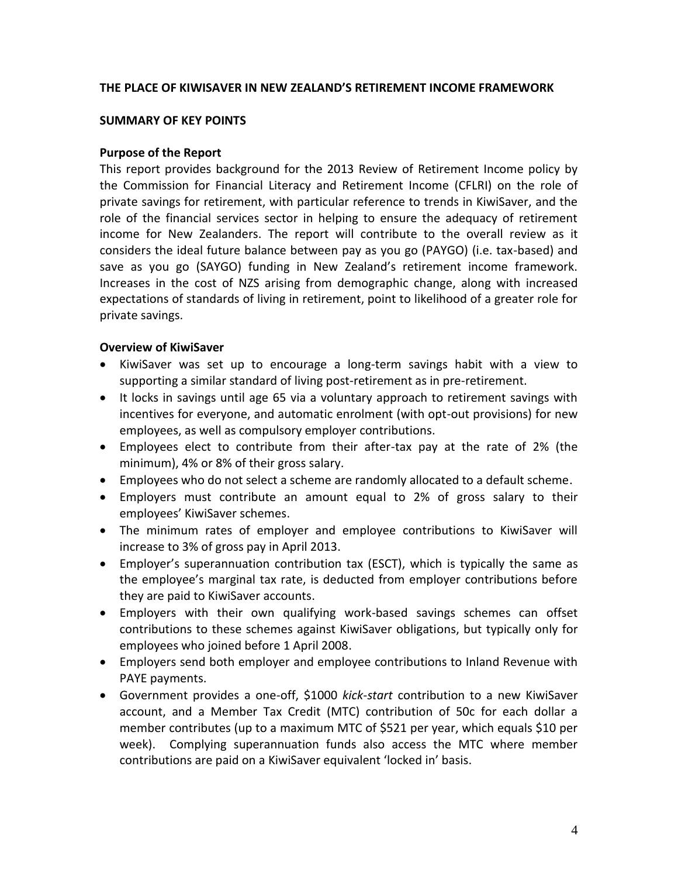# THE PLACE OF KIWISAVER IN NEW ZEALAND'S RETIREMENT INCOME FRAMEWORK

## SUMMARY OF KEY POINTS

### Purpose of the Report

This report provides background for the 2013 Review of Retirement Income policy by the Commission for Financial Literacy and Retirement Income (CFLRI) on the role of private savings for retirement, with particular reference to trends in KiwiSaver, and the role of the financial services sector in helping to ensure the adequacy of retirement income for New Zealanders. The report will contribute to the overall review as it considers the ideal future balance between pay as you go (PAYGO) (i.e. tax-based) and save as you go (SAYGO) funding in New Zealand's retirement income framework. Increases in the cost of NZS arising from demographic change, along with increased expectations of standards of living in retirement, point to likelihood of a greater role for private savings.

### Overview of KiwiSaver

- KiwiSaver was set up to encourage a long-term savings habit with a view to supporting a similar standard of living post-retirement as in pre-retirement.
- It locks in savings until age 65 via a voluntary approach to retirement savings with incentives for everyone, and automatic enrolment (with opt-out provisions) for new employees, as well as compulsory employer contributions.
- Employees elect to contribute from their after-tax pay at the rate of 2% (the minimum), 4% or 8% of their gross salary.
- Employees who do not select a scheme are randomly allocated to a default scheme.
- Employers must contribute an amount equal to 2% of gross salary to their employees' KiwiSaver schemes.
- The minimum rates of employer and employee contributions to KiwiSaver will increase to 3% of gross pay in April 2013.
- Employer's superannuation contribution tax (ESCT), which is typically the same as the employee's marginal tax rate, is deducted from employer contributions before they are paid to KiwiSaver accounts.
- Employers with their own qualifying work-based savings schemes can offset contributions to these schemes against KiwiSaver obligations, but typically only for employees who joined before 1 April 2008.
- Employers send both employer and employee contributions to Inland Revenue with PAYE payments.
- Government provides a one-off, $1000 *kick-start* contribution to a new KiwiSaver account, and a Member Tax Credit (MTC) contribution of 50c for each dollar a member contributes (up to a maximum MTC of $521 per year, which equals $10 per week). Complying superannuation funds also access the MTC where member contributions are paid on a KiwiSaver equivalent 'locked in' basis.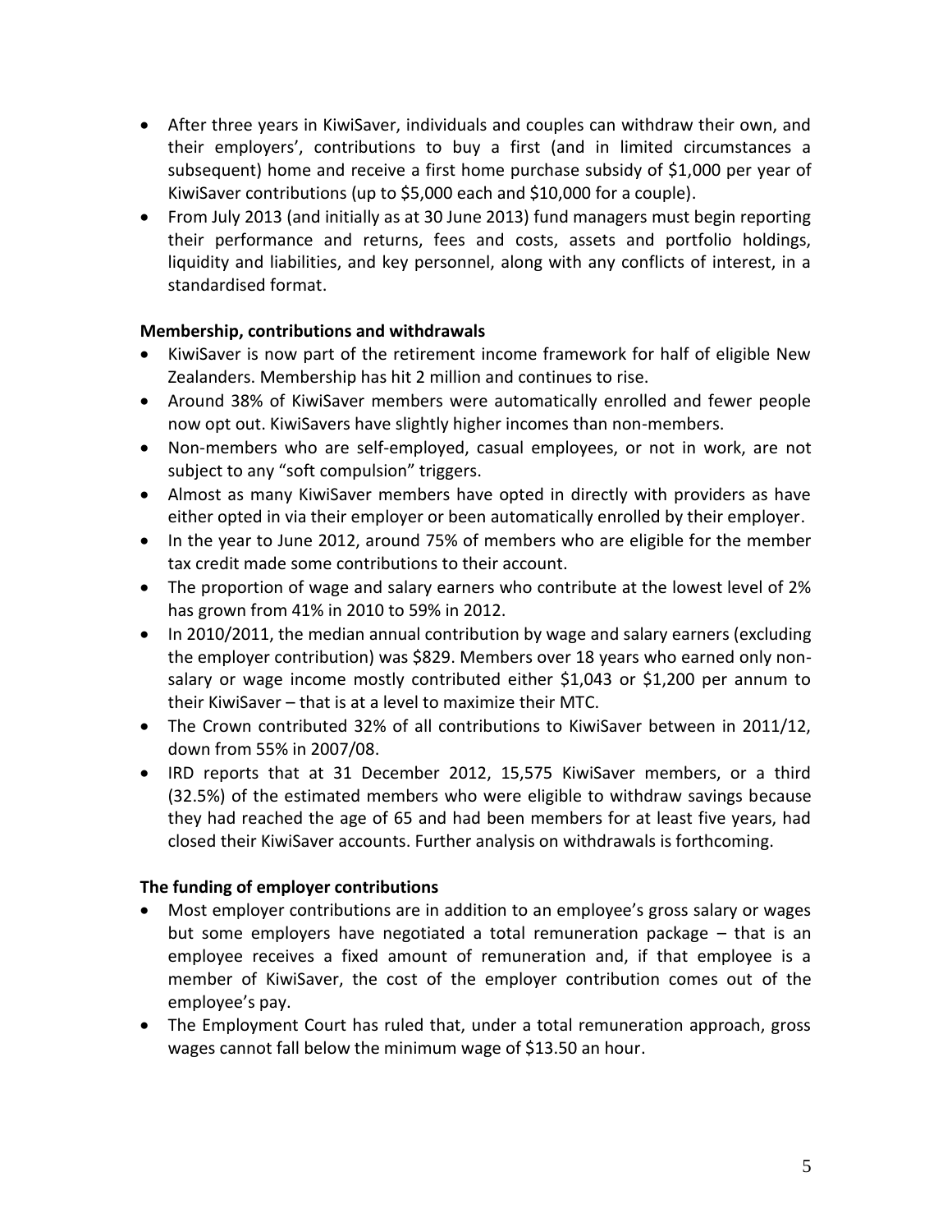- After three years in KiwiSaver, individuals and couples can withdraw their own, and their employers', contributions to buy a first (and in limited circumstances a subsequent) home and receive a first home purchase subsidy of $1,000 per year of KiwiSaver contributions (up to $5,000 each and $10,000 for a couple).
- From July 2013 (and initially as at 30 June 2013) fund managers must begin reporting their performance and returns, fees and costs, assets and portfolio holdings, liquidity and liabilities, and key personnel, along with any conflicts of interest, in a standardised format.

**Membership, contributions and withdrawals**

- KiwiSaver is now part of the retirement income framework for half of eligible New Zealanders. Membership has hit 2 million and continues to rise.
- Around 38% of KiwiSaver members were automatically enrolled and fewer people now opt out. KiwiSavers have slightly higher incomes than non-members.
- Non-members who are self-employed, casual employees, or not in work, are not subject to any "soft compulsion" triggers.
- Almost as many KiwiSaver members have opted in directly with providers as have either opted in via their employer or been automatically enrolled by their employer.
- In the year to June 2012, around 75% of members who are eligible for the member tax credit made some contributions to their account.
- The proportion of wage and salary earners who contribute at the lowest level of 2% has grown from 41% in 2010 to 59% in 2012.
- In 2010/2011, the median annual contribution by wage and salary earners (excluding the employer contribution) was $829. Members over 18 years who earned only non-salary or wage income mostly contributed either $1,043 or $1,200 per annum to their KiwiSaver – that is at a level to maximize their MTC.
- The Crown contributed 32% of all contributions to KiwiSaver between in 2011/12, down from 55% in 2007/08.
- IRD reports that at 31 December 2012, 15,575 KiwiSaver members, or a third (32.5%) of the estimated members who were eligible to withdraw savings because they had reached the age of 65 and had been members for at least five years, had closed their KiwiSaver accounts. Further analysis on withdrawals is forthcoming.

**The funding of employer contributions**

- Most employer contributions are in addition to an employee's gross salary or wages but some employers have negotiated a total remuneration package – that is an employee receives a fixed amount of remuneration and, if that employee is a member of KiwiSaver, the cost of the employer contribution comes out of the employee's pay.
- The Employment Court has ruled that, under a total remuneration approach, gross wages cannot fall below the minimum wage of $13.50 an hour.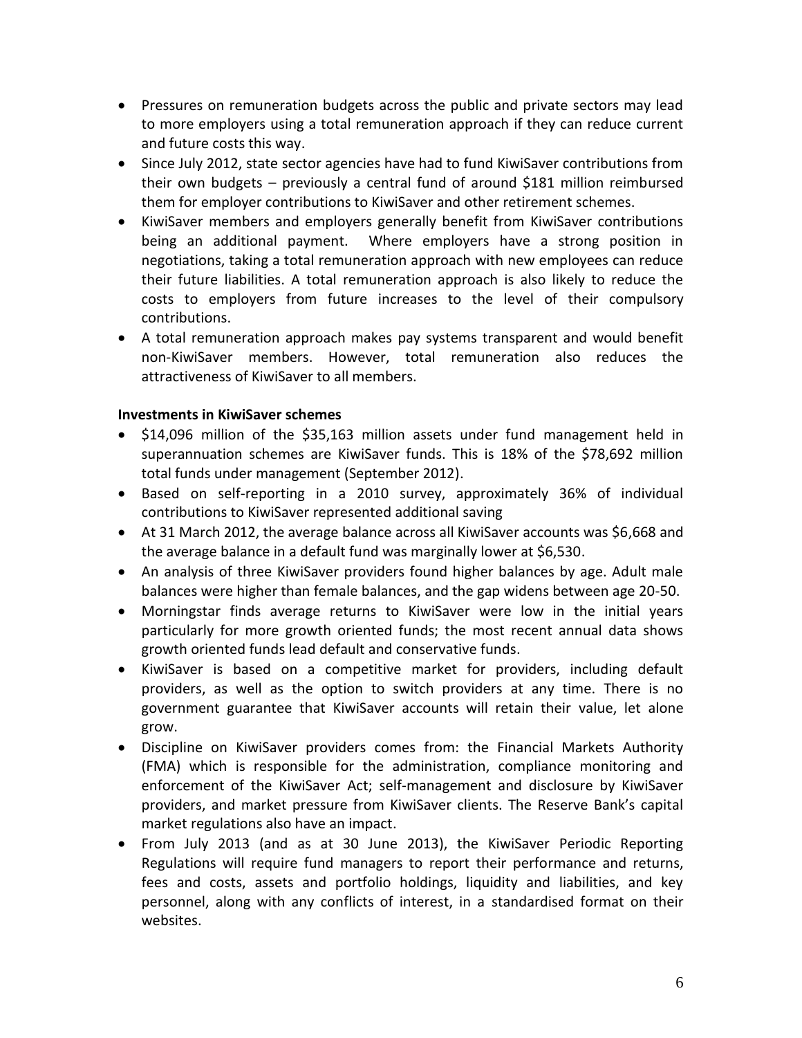- Pressures on remuneration budgets across the public and private sectors may lead to more employers using a total remuneration approach if they can reduce current and future costs this way.
- Since July 2012, state sector agencies have had to fund KiwiSaver contributions from their own budgets – previously a central fund of around $181 million reimbursed them for employer contributions to KiwiSaver and other retirement schemes.
- KiwiSaver members and employers generally benefit from KiwiSaver contributions being an additional payment. Where employers have a strong position in negotiations, taking a total remuneration approach with new employees can reduce their future liabilities. A total remuneration approach is also likely to reduce the costs to employers from future increases to the level of their compulsory contributions.
- A total remuneration approach makes pay systems transparent and would benefit non-KiwiSaver members. However, total remuneration also reduces the attractiveness of KiwiSaver to all members.

**Investments in KiwiSaver schemes**

- $14,096 million of the $35,163 million assets under fund management held in superannuation schemes are KiwiSaver funds. This is 18% of the $78,692 million total funds under management (September 2012).
- Based on self-reporting in a 2010 survey, approximately 36% of individual contributions to KiwiSaver represented additional saving
- At 31 March 2012, the average balance across all KiwiSaver accounts was $6,668 and the average balance in a default fund was marginally lower at $6,530.
- An analysis of three KiwiSaver providers found higher balances by age. Adult male balances were higher than female balances, and the gap widens between age 20-50.
- Morningstar finds average returns to KiwiSaver were low in the initial years particularly for more growth oriented funds; the most recent annual data shows growth oriented funds lead default and conservative funds.
- KiwiSaver is based on a competitive market for providers, including default providers, as well as the option to switch providers at any time. There is no government guarantee that KiwiSaver accounts will retain their value, let alone grow.
- Discipline on KiwiSaver providers comes from: the Financial Markets Authority (FMA) which is responsible for the administration, compliance monitoring and enforcement of the KiwiSaver Act; self-management and disclosure by KiwiSaver providers, and market pressure from KiwiSaver clients. The Reserve Bank's capital market regulations also have an impact.
- From July 2013 (and as at 30 June 2013), the KiwiSaver Periodic Reporting Regulations will require fund managers to report their performance and returns, fees and costs, assets and portfolio holdings, liquidity and liabilities, and key personnel, along with any conflicts of interest, in a standardised format on their websites.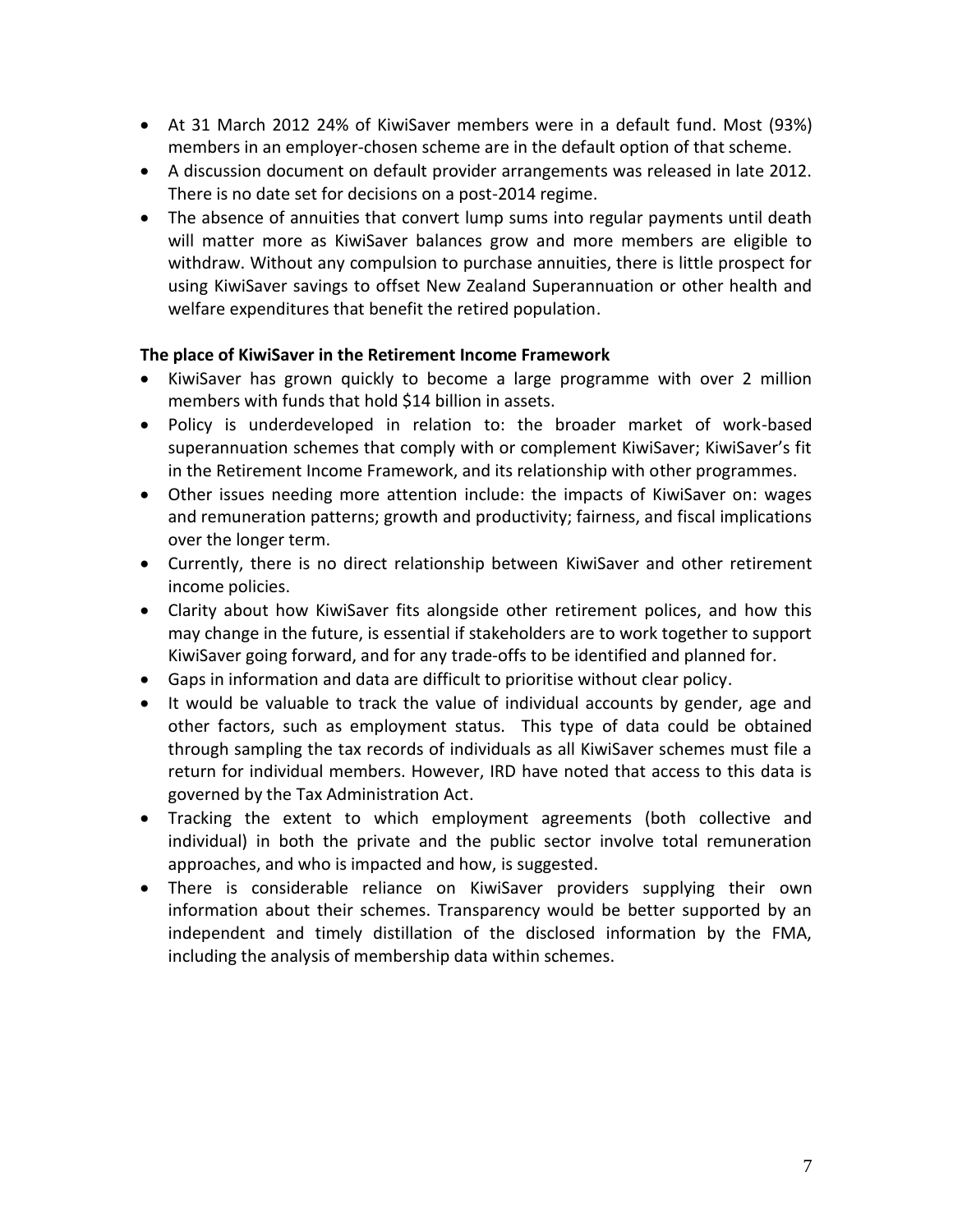- At 31 March 2012 24% of KiwiSaver members were in a default fund. Most (93%) members in an employer-chosen scheme are in the default option of that scheme.
- A discussion document on default provider arrangements was released in late 2012. There is no date set for decisions on a post-2014 regime.
- The absence of annuities that convert lump sums into regular payments until death will matter more as KiwiSaver balances grow and more members are eligible to withdraw. Without any compulsion to purchase annuities, there is little prospect for using KiwiSaver savings to offset New Zealand Superannuation or other health and welfare expenditures that benefit the retired population.

**The place of KiwiSaver in the Retirement Income Framework**

- KiwiSaver has grown quickly to become a large programme with over 2 million members with funds that hold $14 billion in assets.
- Policy is underdeveloped in relation to: the broader market of work-based superannuation schemes that comply with or complement KiwiSaver; KiwiSaver's fit in the Retirement Income Framework, and its relationship with other programmes.
- Other issues needing more attention include: the impacts of KiwiSaver on: wages and remuneration patterns; growth and productivity; fairness, and fiscal implications over the longer term.
- Currently, there is no direct relationship between KiwiSaver and other retirement income policies.
- Clarity about how KiwiSaver fits alongside other retirement polices, and how this may change in the future, is essential if stakeholders are to work together to support KiwiSaver going forward, and for any trade-offs to be identified and planned for.
- Gaps in information and data are difficult to prioritise without clear policy.
- It would be valuable to track the value of individual accounts by gender, age and other factors, such as employment status. This type of data could be obtained through sampling the tax records of individuals as all KiwiSaver schemes must file a return for individual members. However, IRD have noted that access to this data is governed by the Tax Administration Act.
- Tracking the extent to which employment agreements (both collective and individual) in both the private and the public sector involve total remuneration approaches, and who is impacted and how, is suggested.
- There is considerable reliance on KiwiSaver providers supplying their own information about their schemes. Transparency would be better supported by an independent and timely distillation of the disclosed information by the FMA, including the analysis of membership data within schemes.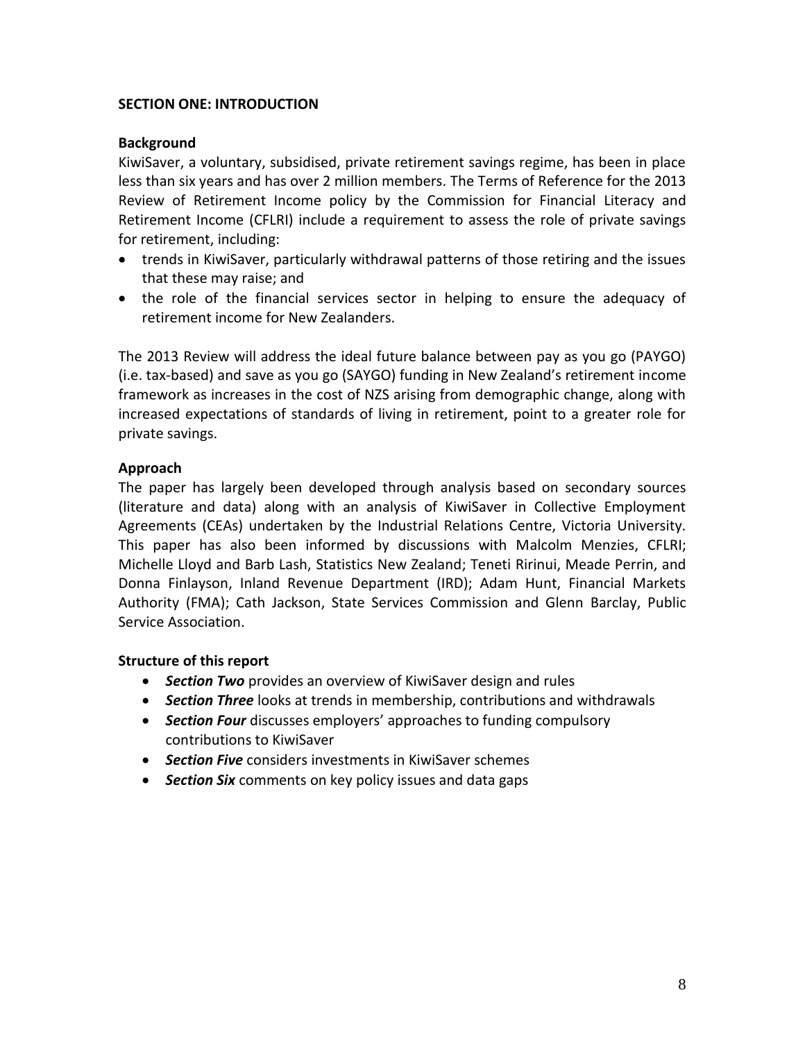## SECTION ONE: INTRODUCTION

### Background

KiwiSaver, a voluntary, subsidised, private retirement savings regime, has been in place less than six years and has over 2 million members. The Terms of Reference for the 2013 Review of Retirement Income policy by the Commission for Financial Literacy and Retirement Income (CFLRI) include a requirement to assess the role of private savings for retirement, including:

- trends in KiwiSaver, particularly withdrawal patterns of those retiring and the issues that these may raise; and
- the role of the financial services sector in helping to ensure the adequacy of retirement income for New Zealanders.

The 2013 Review will address the ideal future balance between pay as you go (PAYGO) (i.e. tax-based) and save as you go (SAYGO) funding in New Zealand's retirement income framework as increases in the cost of NZS arising from demographic change, along with increased expectations of standards of living in retirement, point to a greater role for private savings.

### Approach

The paper has largely been developed through analysis based on secondary sources (literature and data) along with an analysis of KiwiSaver in Collective Employment Agreements (CEAs) undertaken by the Industrial Relations Centre, Victoria University. This paper has also been informed by discussions with Malcolm Menzies, CFLRI; Michelle Lloyd and Barb Lash, Statistics New Zealand; Teneti Ririnui, Meade Perrin, and Donna Finlayson, Inland Revenue Department (IRD); Adam Hunt, Financial Markets Authority (FMA); Cath Jackson, State Services Commission and Glenn Barclay, Public Service Association.

### Structure of this report

- ***Section Two*** provides an overview of KiwiSaver design and rules
- ***Section Three*** looks at trends in membership, contributions and withdrawals
- ***Section Four*** discusses employers' approaches to funding compulsory contributions to KiwiSaver
- ***Section Five*** considers investments in KiwiSaver schemes
- ***Section Six*** comments on key policy issues and data gaps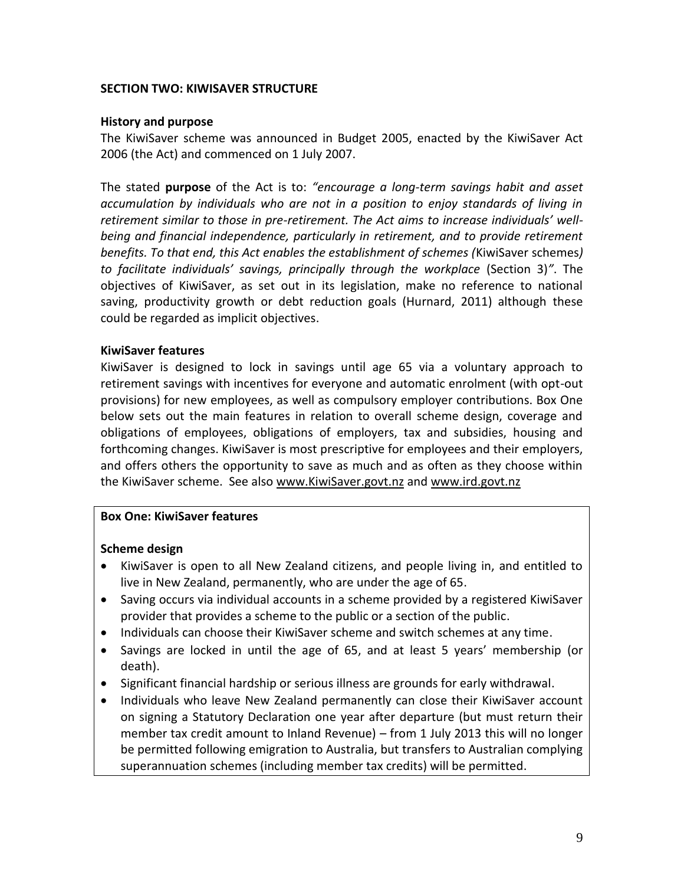## SECTION TWO: KIWISAVER STRUCTURE

### History and purpose

The KiwiSaver scheme was announced in Budget 2005, enacted by the KiwiSaver Act 2006 (the Act) and commenced on 1 July 2007.

The stated **purpose** of the Act is to: *"encourage a long-term savings habit and asset accumulation by individuals who are not in a position to enjoy standards of living in retirement similar to those in pre-retirement. The Act aims to increase individuals' well-being and financial independence, particularly in retirement, and to provide retirement benefits. To that end, this Act enables the establishment of schemes (*KiwiSaver schemes*) to facilitate individuals' savings, principally through the workplace* (Section 3)*"*. The objectives of KiwiSaver, as set out in its legislation, make no reference to national saving, productivity growth or debt reduction goals (Hurnard, 2011) although these could be regarded as implicit objectives.

### KiwiSaver features

KiwiSaver is designed to lock in savings until age 65 via a voluntary approach to retirement savings with incentives for everyone and automatic enrolment (with opt-out provisions) for new employees, as well as compulsory employer contributions. Box One below sets out the main features in relation to overall scheme design, coverage and obligations of employees, obligations of employers, tax and subsidies, housing and forthcoming changes. KiwiSaver is most prescriptive for employees and their employers, and offers others the opportunity to save as much and as often as they choose within the KiwiSaver scheme. See also www.KiwiSaver.govt.nz and www.ird.govt.nz

**Box One: KiwiSaver features**

**Scheme design**

- KiwiSaver is open to all New Zealand citizens, and people living in, and entitled to live in New Zealand, permanently, who are under the age of 65.
- Saving occurs via individual accounts in a scheme provided by a registered KiwiSaver provider that provides a scheme to the public or a section of the public.
- Individuals can choose their KiwiSaver scheme and switch schemes at any time.
- Savings are locked in until the age of 65, and at least 5 years' membership (or death).
- Significant financial hardship or serious illness are grounds for early withdrawal.
- Individuals who leave New Zealand permanently can close their KiwiSaver account on signing a Statutory Declaration one year after departure (but must return their member tax credit amount to Inland Revenue) – from 1 July 2013 this will no longer be permitted following emigration to Australia, but transfers to Australian complying superannuation schemes (including member tax credits) will be permitted.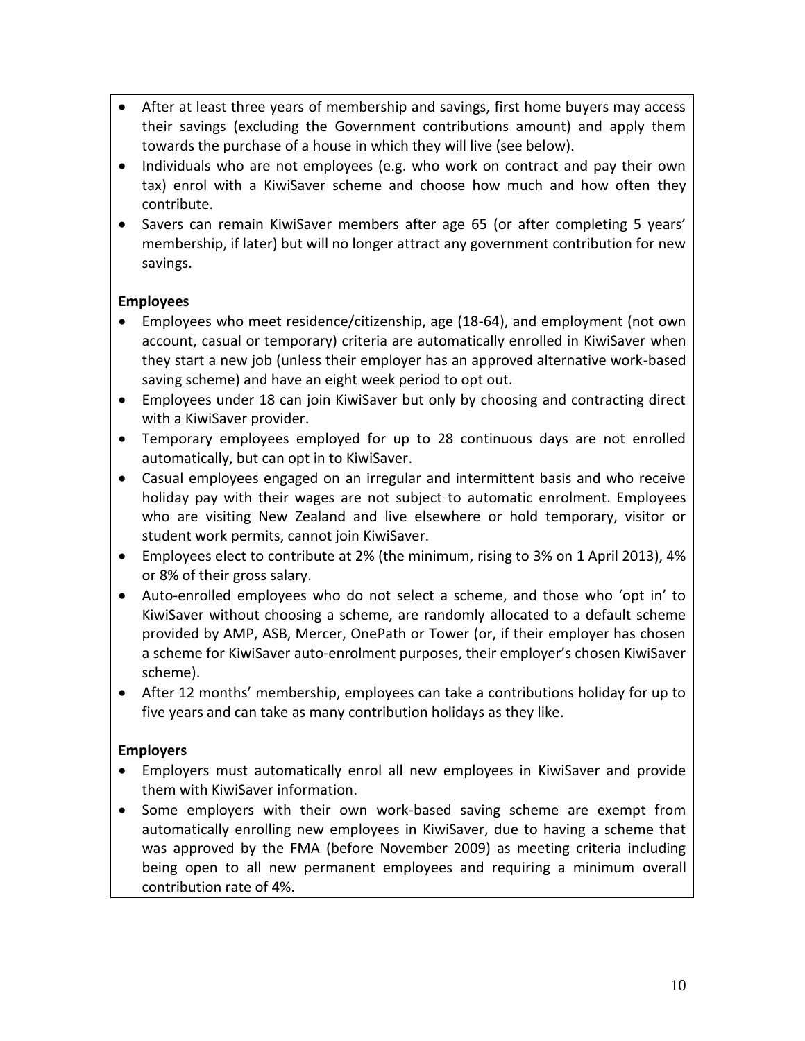- After at least three years of membership and savings, first home buyers may access their savings (excluding the Government contributions amount) and apply them towards the purchase of a house in which they will live (see below).
- Individuals who are not employees (e.g. who work on contract and pay their own tax) enrol with a KiwiSaver scheme and choose how much and how often they contribute.
- Savers can remain KiwiSaver members after age 65 (or after completing 5 years' membership, if later) but will no longer attract any government contribution for new savings.

**Employees**

- Employees who meet residence/citizenship, age (18-64), and employment (not own account, casual or temporary) criteria are automatically enrolled in KiwiSaver when they start a new job (unless their employer has an approved alternative work-based saving scheme) and have an eight week period to opt out.
- Employees under 18 can join KiwiSaver but only by choosing and contracting direct with a KiwiSaver provider.
- Temporary employees employed for up to 28 continuous days are not enrolled automatically, but can opt in to KiwiSaver.
- Casual employees engaged on an irregular and intermittent basis and who receive holiday pay with their wages are not subject to automatic enrolment. Employees who are visiting New Zealand and live elsewhere or hold temporary, visitor or student work permits, cannot join KiwiSaver.
- Employees elect to contribute at 2% (the minimum, rising to 3% on 1 April 2013), 4% or 8% of their gross salary.
- Auto-enrolled employees who do not select a scheme, and those who 'opt in' to KiwiSaver without choosing a scheme, are randomly allocated to a default scheme provided by AMP, ASB, Mercer, OnePath or Tower (or, if their employer has chosen a scheme for KiwiSaver auto-enrolment purposes, their employer's chosen KiwiSaver scheme).
- After 12 months' membership, employees can take a contributions holiday for up to five years and can take as many contribution holidays as they like.

**Employers**

- Employers must automatically enrol all new employees in KiwiSaver and provide them with KiwiSaver information.
- Some employers with their own work-based saving scheme are exempt from automatically enrolling new employees in KiwiSaver, due to having a scheme that was approved by the FMA (before November 2009) as meeting criteria including being open to all new permanent employees and requiring a minimum overall contribution rate of 4%.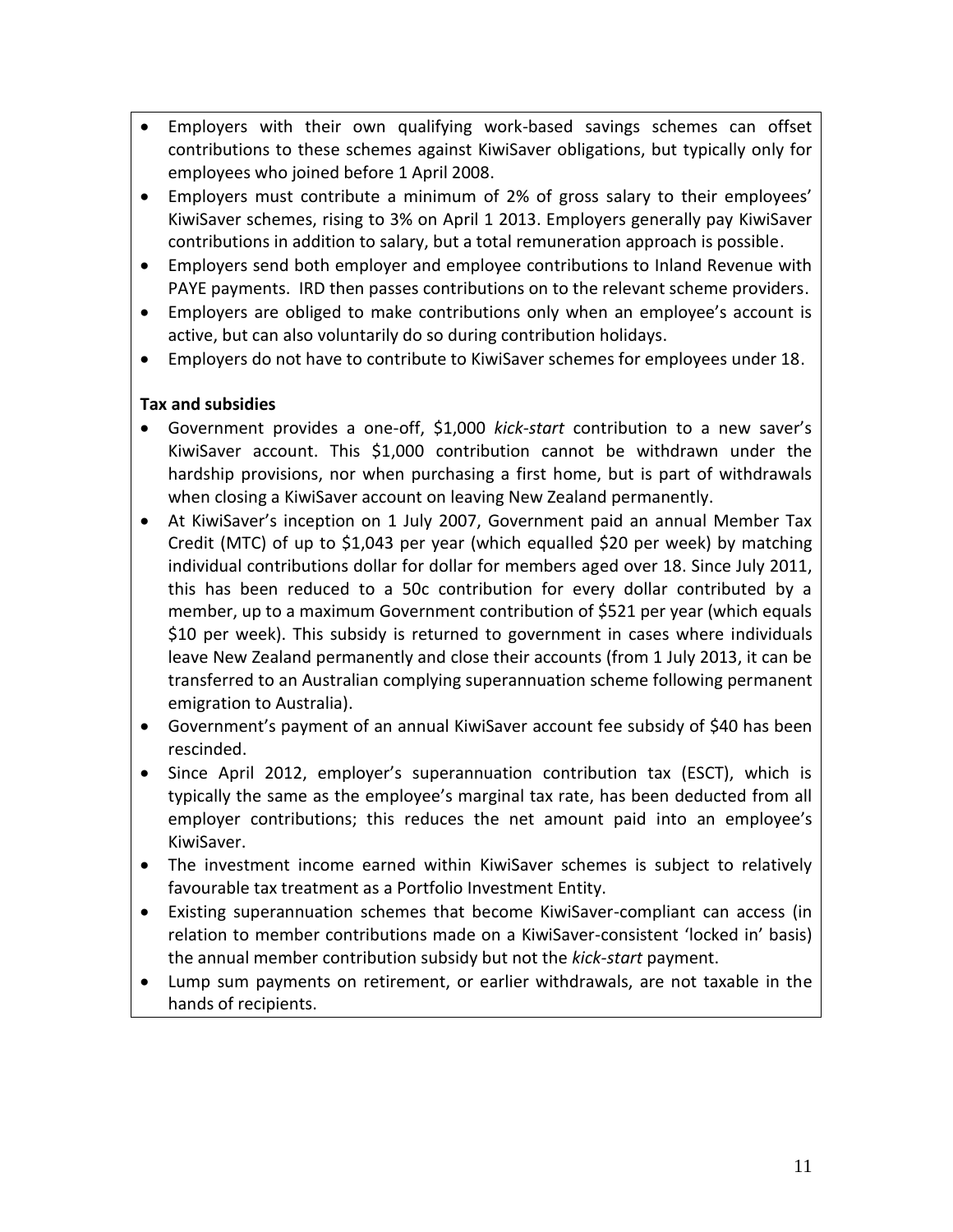- Employers with their own qualifying work-based savings schemes can offset contributions to these schemes against KiwiSaver obligations, but typically only for employees who joined before 1 April 2008.
- Employers must contribute a minimum of 2% of gross salary to their employees' KiwiSaver schemes, rising to 3% on April 1 2013. Employers generally pay KiwiSaver contributions in addition to salary, but a total remuneration approach is possible.
- Employers send both employer and employee contributions to Inland Revenue with PAYE payments. IRD then passes contributions on to the relevant scheme providers.
- Employers are obliged to make contributions only when an employee's account is active, but can also voluntarily do so during contribution holidays.
- Employers do not have to contribute to KiwiSaver schemes for employees under 18.

**Tax and subsidies**

- Government provides a one-off, $1,000 *kick-start* contribution to a new saver's KiwiSaver account. This $1,000 contribution cannot be withdrawn under the hardship provisions, nor when purchasing a first home, but is part of withdrawals when closing a KiwiSaver account on leaving New Zealand permanently.
- At KiwiSaver's inception on 1 July 2007, Government paid an annual Member Tax Credit (MTC) of up to $1,043 per year (which equalled $20 per week) by matching individual contributions dollar for dollar for members aged over 18. Since July 2011, this has been reduced to a 50c contribution for every dollar contributed by a member, up to a maximum Government contribution of $521 per year (which equals $10 per week). This subsidy is returned to government in cases where individuals leave New Zealand permanently and close their accounts (from 1 July 2013, it can be transferred to an Australian complying superannuation scheme following permanent emigration to Australia).
- Government's payment of an annual KiwiSaver account fee subsidy of $40 has been rescinded.
- Since April 2012, employer's superannuation contribution tax (ESCT), which is typically the same as the employee's marginal tax rate, has been deducted from all employer contributions; this reduces the net amount paid into an employee's KiwiSaver.
- The investment income earned within KiwiSaver schemes is subject to relatively favourable tax treatment as a Portfolio Investment Entity.
- Existing superannuation schemes that become KiwiSaver-compliant can access (in relation to member contributions made on a KiwiSaver-consistent 'locked in' basis) the annual member contribution subsidy but not the *kick-start* payment.
- Lump sum payments on retirement, or earlier withdrawals, are not taxable in the hands of recipients.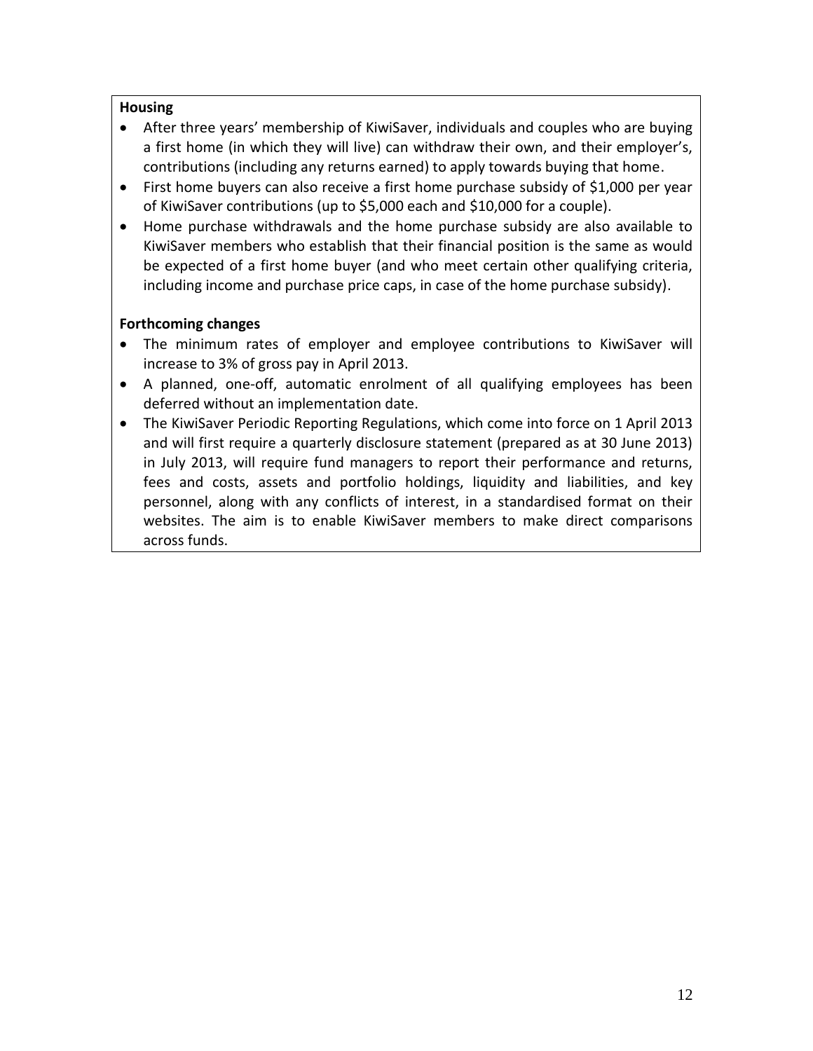**Housing**

- After three years' membership of KiwiSaver, individuals and couples who are buying a first home (in which they will live) can withdraw their own, and their employer's, contributions (including any returns earned) to apply towards buying that home.
- First home buyers can also receive a first home purchase subsidy of $1,000 per year of KiwiSaver contributions (up to $5,000 each and $10,000 for a couple).
- Home purchase withdrawals and the home purchase subsidy are also available to KiwiSaver members who establish that their financial position is the same as would be expected of a first home buyer (and who meet certain other qualifying criteria, including income and purchase price caps, in case of the home purchase subsidy).

**Forthcoming changes**

- The minimum rates of employer and employee contributions to KiwiSaver will increase to 3% of gross pay in April 2013.
- A planned, one-off, automatic enrolment of all qualifying employees has been deferred without an implementation date.
- The KiwiSaver Periodic Reporting Regulations, which come into force on 1 April 2013 and will first require a quarterly disclosure statement (prepared as at 30 June 2013) in July 2013, will require fund managers to report their performance and returns, fees and costs, assets and portfolio holdings, liquidity and liabilities, and key personnel, along with any conflicts of interest, in a standardised format on their websites. The aim is to enable KiwiSaver members to make direct comparisons across funds.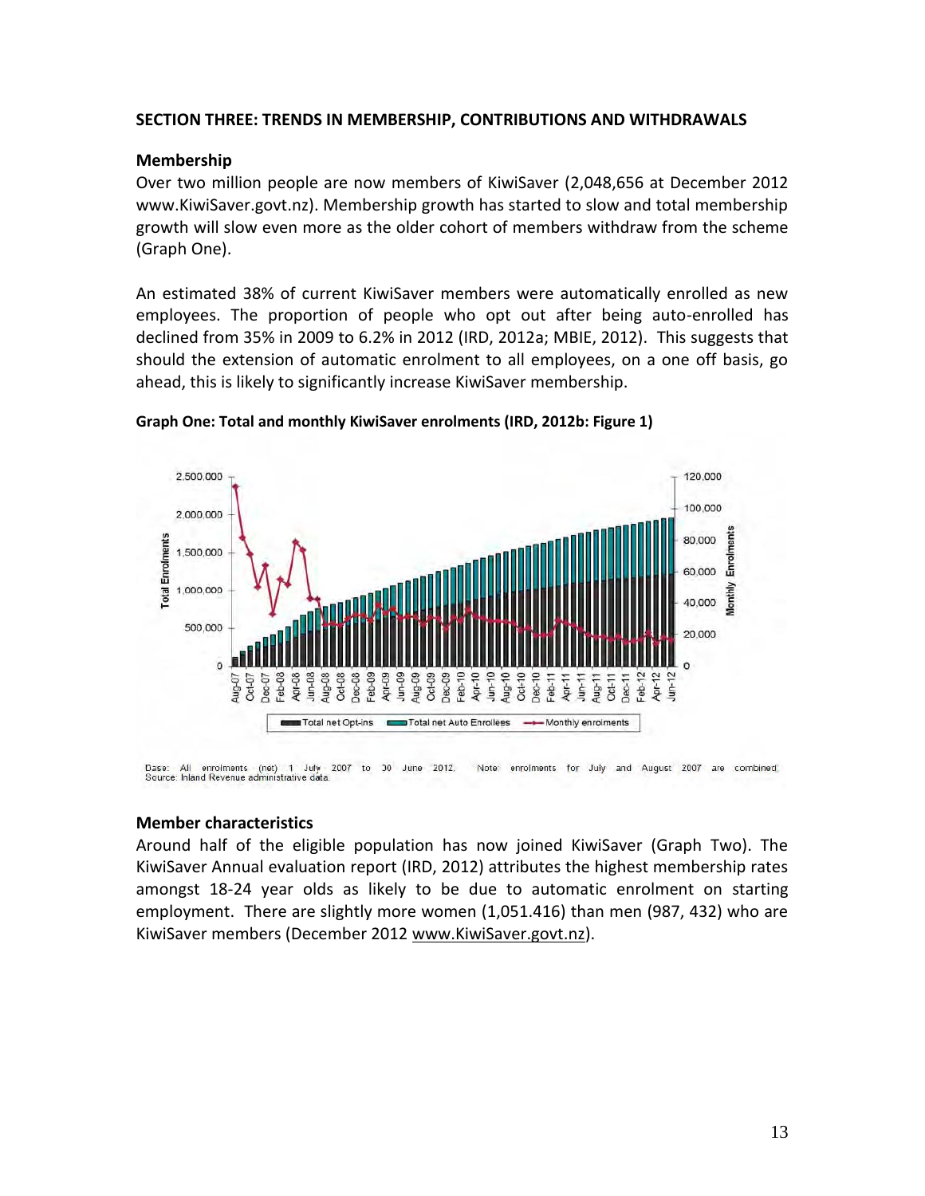## SECTION THREE: TRENDS IN MEMBERSHIP, CONTRIBUTIONS AND WITHDRAWALS

### Membership

Over two million people are now members of KiwiSaver (2,048,656 at December 2012 www.KiwiSaver.govt.nz). Membership growth has started to slow and total membership growth will slow even more as the older cohort of members withdraw from the scheme (Graph One).

An estimated 38% of current KiwiSaver members were automatically enrolled as new employees. The proportion of people who opt out after being auto-enrolled has declined from 35% in 2009 to 6.2% in 2012 (IRD, 2012a; MBIE, 2012). This suggests that should the extension of automatic enrolment to all employees, on a one off basis, go ahead, this is likely to significantly increase KiwiSaver membership.

**Graph One: Total and monthly KiwiSaver enrolments (IRD, 2012b: Figure 1)**

Base: All enrolments (net) 1 July 2007 to 30 June 2012. Note: enrolments for July and August 2007 are combined.
Source: Inland Revenue administrative data.

### Member characteristics

Around half of the eligible population has now joined KiwiSaver (Graph Two). The KiwiSaver Annual evaluation report (IRD, 2012) attributes the highest membership rates amongst 18-24 year olds as likely to be due to automatic enrolment on starting employment. There are slightly more women (1,051.416) than men (987, 432) who are KiwiSaver members (December 2012 www.KiwiSaver.govt.nz).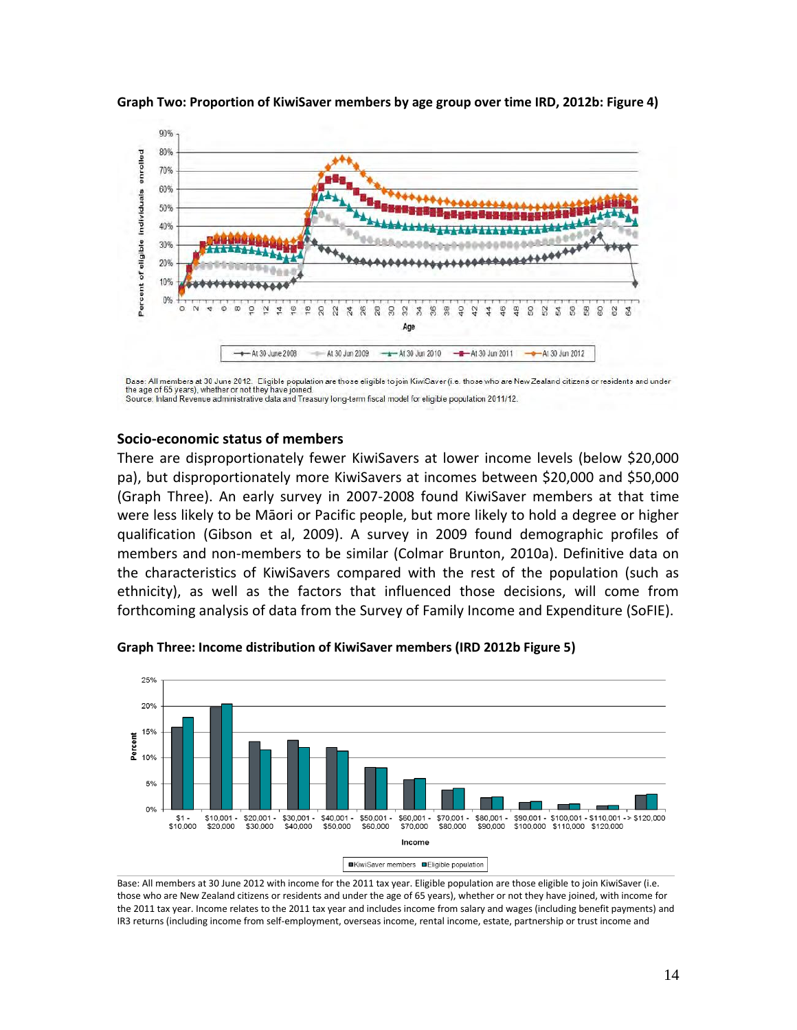**Graph Two: Proportion of KiwiSaver members by age group over time IRD, 2012b: Figure 4)**

Base: All members at 30 June 2012. Eligible population are those eligible to join KiwiSaver (i.e. those who are New Zealand citizens or residents and under the age of 65 years), whether or not they have joined.
Source: Inland Revenue administrative data and Treasury long-term fiscal model for eligible population 2011/12.

### Socio-economic status of members

There are disproportionately fewer KiwiSavers at lower income levels (below $20,000 pa), but disproportionately more KiwiSavers at incomes between $20,000 and $50,000 (Graph Three). An early survey in 2007-2008 found KiwiSaver members at that time were less likely to be Māori or Pacific people, but more likely to hold a degree or higher qualification (Gibson et al, 2009). A survey in 2009 found demographic profiles of members and non-members to be similar (Colmar Brunton, 2010a). Definitive data on the characteristics of KiwiSavers compared with the rest of the population (such as ethnicity), as well as the factors that influenced those decisions, will come from forthcoming analysis of data from the Survey of Family Income and Expenditure (SoFIE).

**Graph Three: Income distribution of KiwiSaver members (IRD 2012b Figure 5)**

Base: All members at 30 June 2012 with income for the 2011 tax year. Eligible population are those eligible to join KiwiSaver (i.e. those who are New Zealand citizens or residents and under the age of 65 years), whether or not they have joined, with income for the 2011 tax year. Income relates to the 2011 tax year and includes income from salary and wages (including benefit payments) and IR3 returns (including income from self-employment, overseas income, rental income, estate, partnership or trust income and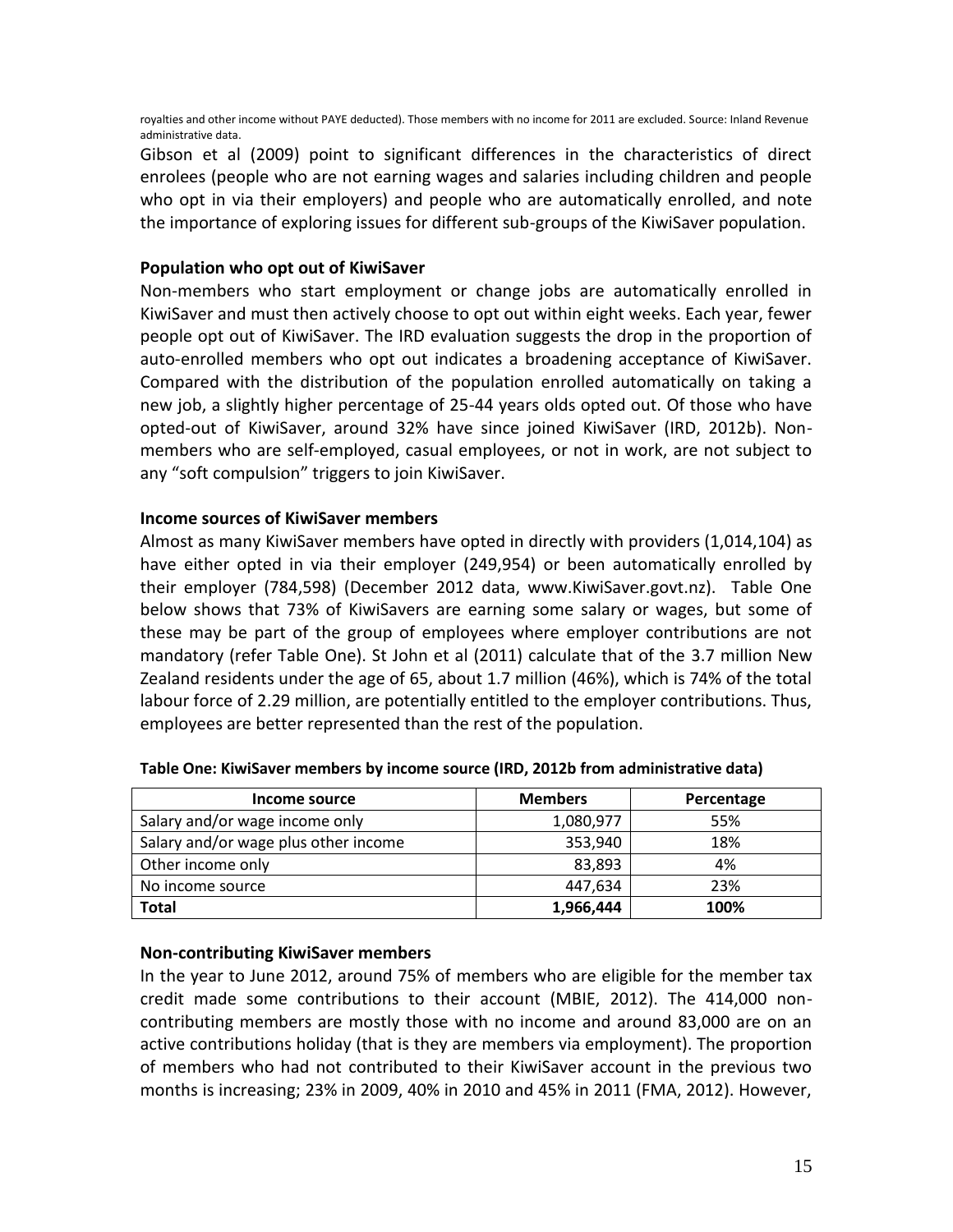royalties and other income without PAYE deducted). Those members with no income for 2011 are excluded. Source: Inland Revenue administrative data.

Gibson et al (2009) point to significant differences in the characteristics of direct enrolees (people who are not earning wages and salaries including children and people who opt in via their employers) and people who are automatically enrolled, and note the importance of exploring issues for different sub-groups of the KiwiSaver population.

**Population who opt out of KiwiSaver**

Non-members who start employment or change jobs are automatically enrolled in KiwiSaver and must then actively choose to opt out within eight weeks. Each year, fewer people opt out of KiwiSaver. The IRD evaluation suggests the drop in the proportion of auto-enrolled members who opt out indicates a broadening acceptance of KiwiSaver. Compared with the distribution of the population enrolled automatically on taking a new job, a slightly higher percentage of 25-44 years olds opted out. Of those who have opted-out of KiwiSaver, around 32% have since joined KiwiSaver (IRD, 2012b). Non-members who are self-employed, casual employees, or not in work, are not subject to any "soft compulsion" triggers to join KiwiSaver.

**Income sources of KiwiSaver members**

Almost as many KiwiSaver members have opted in directly with providers (1,014,104) as have either opted in via their employer (249,954) or been automatically enrolled by their employer (784,598) (December 2012 data, www.KiwiSaver.govt.nz). Table One below shows that 73% of KiwiSavers are earning some salary or wages, but some of these may be part of the group of employees where employer contributions are not mandatory (refer Table One). St John et al (2011) calculate that of the 3.7 million New Zealand residents under the age of 65, about 1.7 million (46%), which is 74% of the total labour force of 2.29 million, are potentially entitled to the employer contributions. Thus, employees are better represented than the rest of the population.

**Table One: KiwiSaver members by income source (IRD, 2012b from administrative data)**

| Income source | Members | Percentage |
|---|---|---|
| Salary and/or wage income only | 1,080,977 | 55% |
| Salary and/or wage plus other income | 353,940 | 18% |
| Other income only | 83,893 | 4% |
| No income source | 447,634 | 23% |
| **Total** | **1,966,444** | **100%** |

**Non-contributing KiwiSaver members**

In the year to June 2012, around 75% of members who are eligible for the member tax credit made some contributions to their account (MBIE, 2012). The 414,000 non-contributing members are mostly those with no income and around 83,000 are on an active contributions holiday (that is they are members via employment). The proportion of members who had not contributed to their KiwiSaver account in the previous two months is increasing; 23% in 2009, 40% in 2010 and 45% in 2011 (FMA, 2012). However,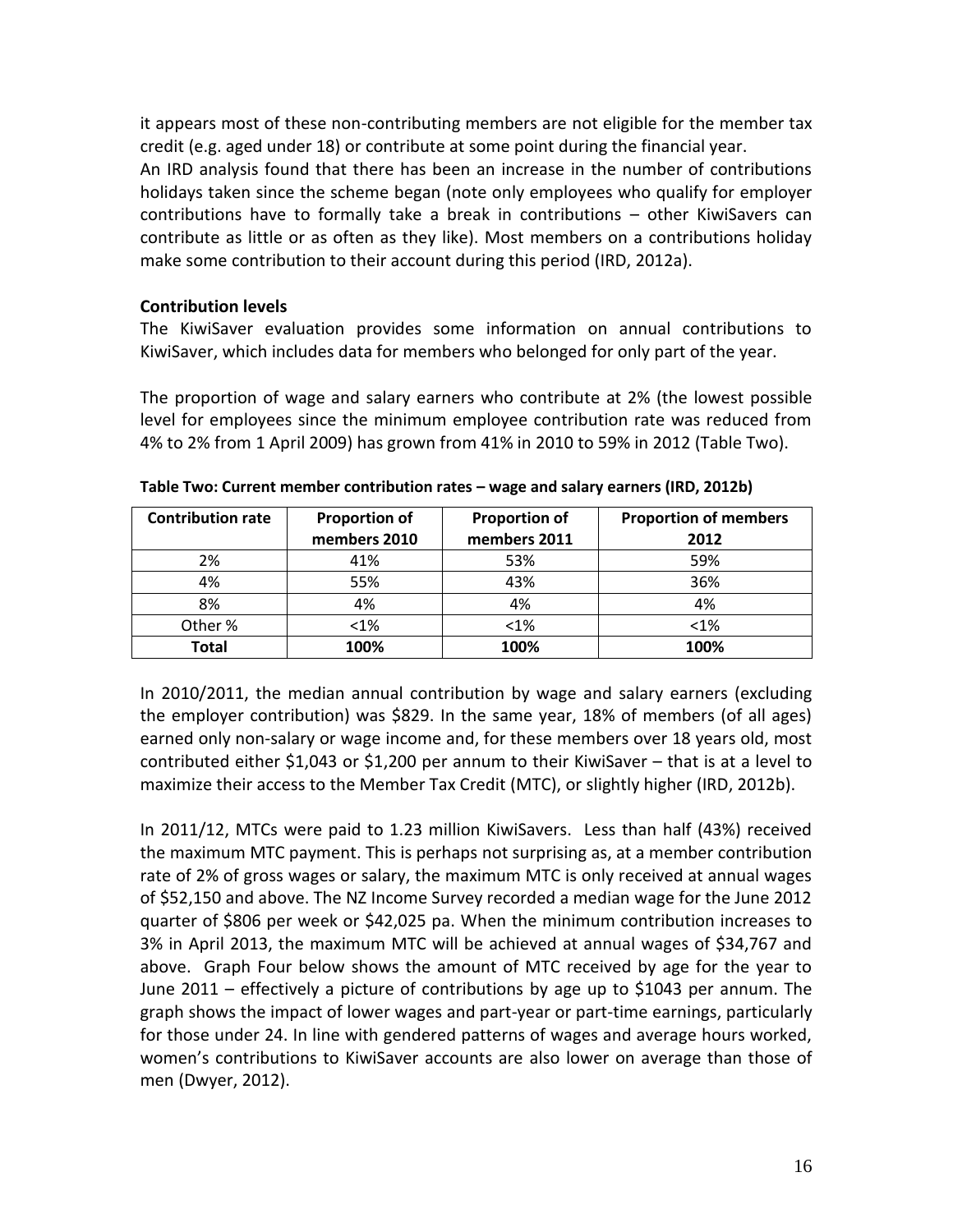it appears most of these non-contributing members are not eligible for the member tax credit (e.g. aged under 18) or contribute at some point during the financial year.

An IRD analysis found that there has been an increase in the number of contributions holidays taken since the scheme began (note only employees who qualify for employer contributions have to formally take a break in contributions – other KiwiSavers can contribute as little or as often as they like). Most members on a contributions holiday make some contribution to their account during this period (IRD, 2012a).

**Contribution levels**

The KiwiSaver evaluation provides some information on annual contributions to KiwiSaver, which includes data for members who belonged for only part of the year.

The proportion of wage and salary earners who contribute at 2% (the lowest possible level for employees since the minimum employee contribution rate was reduced from 4% to 2% from 1 April 2009) has grown from 41% in 2010 to 59% in 2012 (Table Two).

**Table Two: Current member contribution rates – wage and salary earners (IRD, 2012b)**

| Contribution rate | Proportion of members 2010 | Proportion of members 2011 | Proportion of members 2012 |
|---|---|---|---|
| 2% | 41% | 53% | 59% |
| 4% | 55% | 43% | 36% |
| 8% | 4% | 4% | 4% |
| Other % | <1% | <1% | <1% |
| **Total** | **100%** | **100%** | **100%** |

In 2010/2011, the median annual contribution by wage and salary earners (excluding the employer contribution) was $829. In the same year, 18% of members (of all ages) earned only non-salary or wage income and, for these members over 18 years old, most contributed either $1,043 or $1,200 per annum to their KiwiSaver – that is at a level to maximize their access to the Member Tax Credit (MTC), or slightly higher (IRD, 2012b).

In 2011/12, MTCs were paid to 1.23 million KiwiSavers. Less than half (43%) received the maximum MTC payment. This is perhaps not surprising as, at a member contribution rate of 2% of gross wages or salary, the maximum MTC is only received at annual wages of $52,150 and above. The NZ Income Survey recorded a median wage for the June 2012 quarter of $806 per week or $42,025 pa. When the minimum contribution increases to 3% in April 2013, the maximum MTC will be achieved at annual wages of $34,767 and above. Graph Four below shows the amount of MTC received by age for the year to June 2011 – effectively a picture of contributions by age up to $1043 per annum. The graph shows the impact of lower wages and part-year or part-time earnings, particularly for those under 24. In line with gendered patterns of wages and average hours worked, women's contributions to KiwiSaver accounts are also lower on average than those of men (Dwyer, 2012).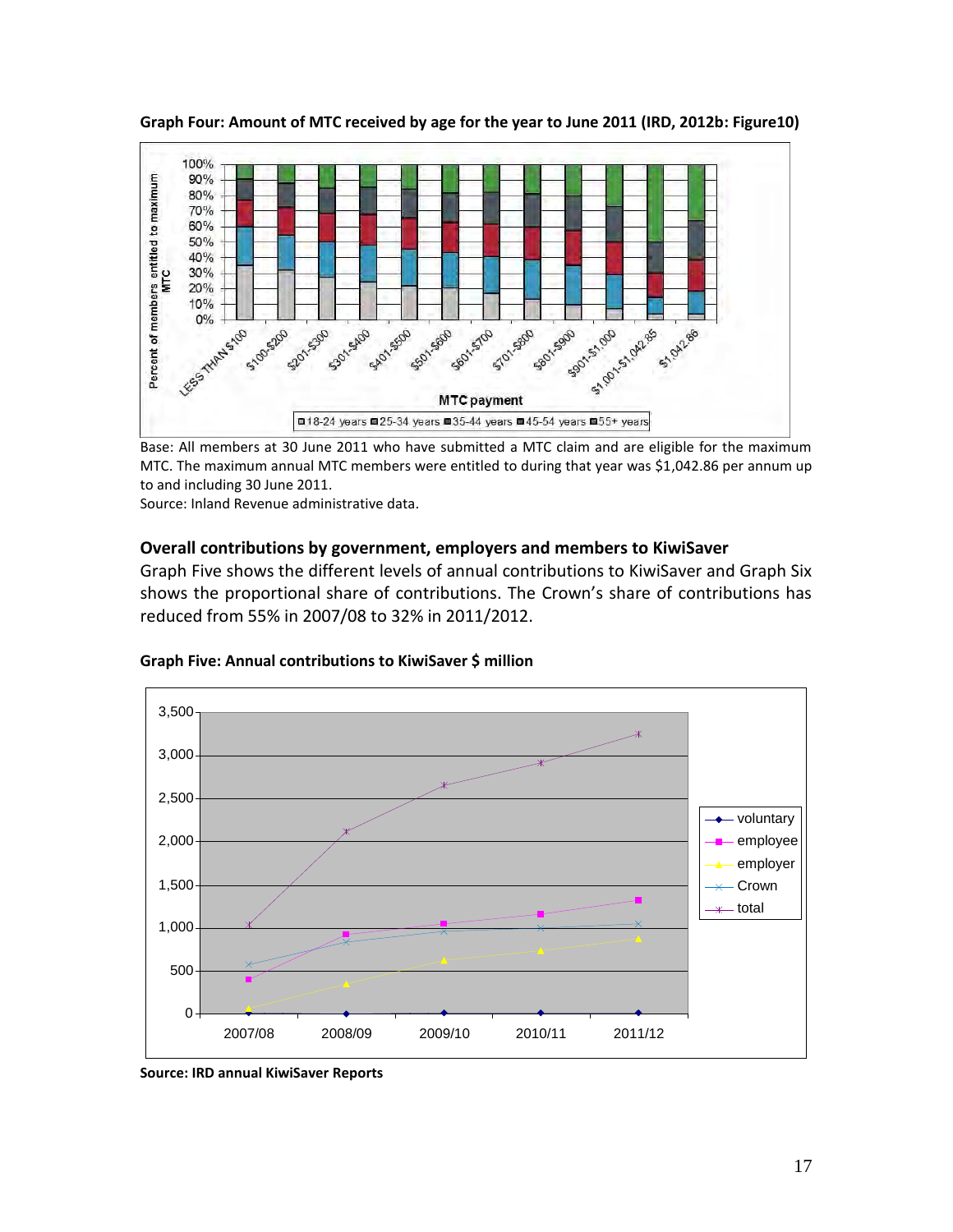**Graph Four: Amount of MTC received by age for the year to June 2011 (IRD, 2012b: Figure10)**

Base: All members at 30 June 2011 who have submitted a MTC claim and are eligible for the maximum MTC. The maximum annual MTC members were entitled to during that year was $1,042.86 per annum up to and including 30 June 2011.
Source: Inland Revenue administrative data.

**Overall contributions by government, employers and members to KiwiSaver**

Graph Five shows the different levels of annual contributions to KiwiSaver and Graph Six shows the proportional share of contributions. The Crown's share of contributions has reduced from 55% in 2007/08 to 32% in 2011/2012.

**Graph Five: Annual contributions to KiwiSaver $ million**

**Source: IRD annual KiwiSaver Reports**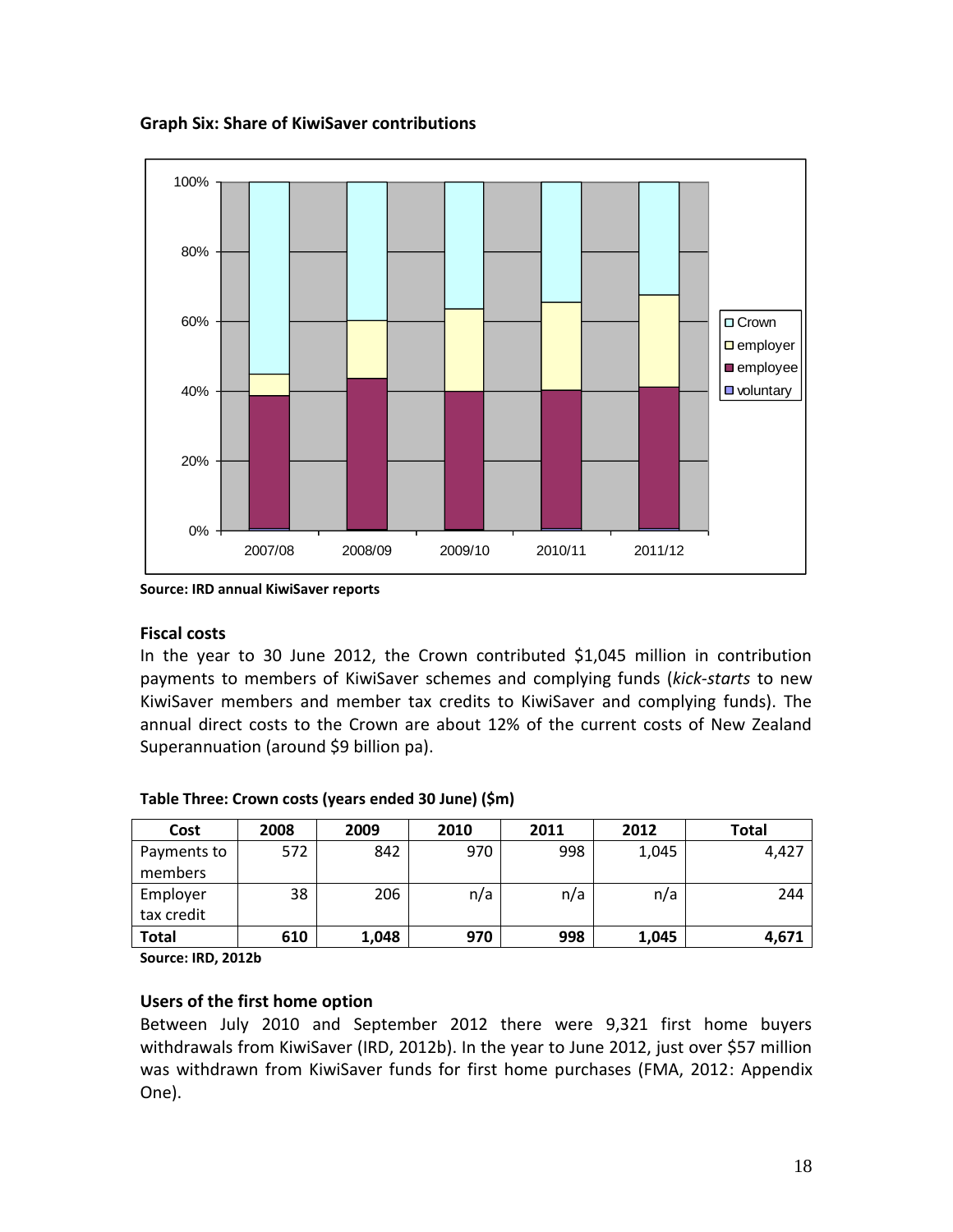**Graph Six: Share of KiwiSaver contributions**

**Source: IRD annual KiwiSaver reports**

### Fiscal costs

In the year to 30 June 2012, the Crown contributed $1,045 million in contribution payments to members of KiwiSaver schemes and complying funds (*kick-starts* to new KiwiSaver members and member tax credits to KiwiSaver and complying funds). The annual direct costs to the Crown are about 12% of the current costs of New Zealand Superannuation (around $9 billion pa).

**Table Three: Crown costs (years ended 30 June) ($m)**

| Cost | 2008 | 2009 | 2010 | 2011 | 2012 | Total |
|---|---|---|---|---|---|---|
| Payments to members | 572 | 842 | 970 | 998 | 1,045 | 4,427 |
| Employer tax credit | 38 | 206 | n/a | n/a | n/a | 244 |
| **Total** | **610** | **1,048** | **970** | **998** | **1,045** | **4,671** |

**Source: IRD, 2012b**

### Users of the first home option

Between July 2010 and September 2012 there were 9,321 first home buyers withdrawals from KiwiSaver (IRD, 2012b). In the year to June 2012, just over $57 million was withdrawn from KiwiSaver funds for first home purchases (FMA, 2012: Appendix One).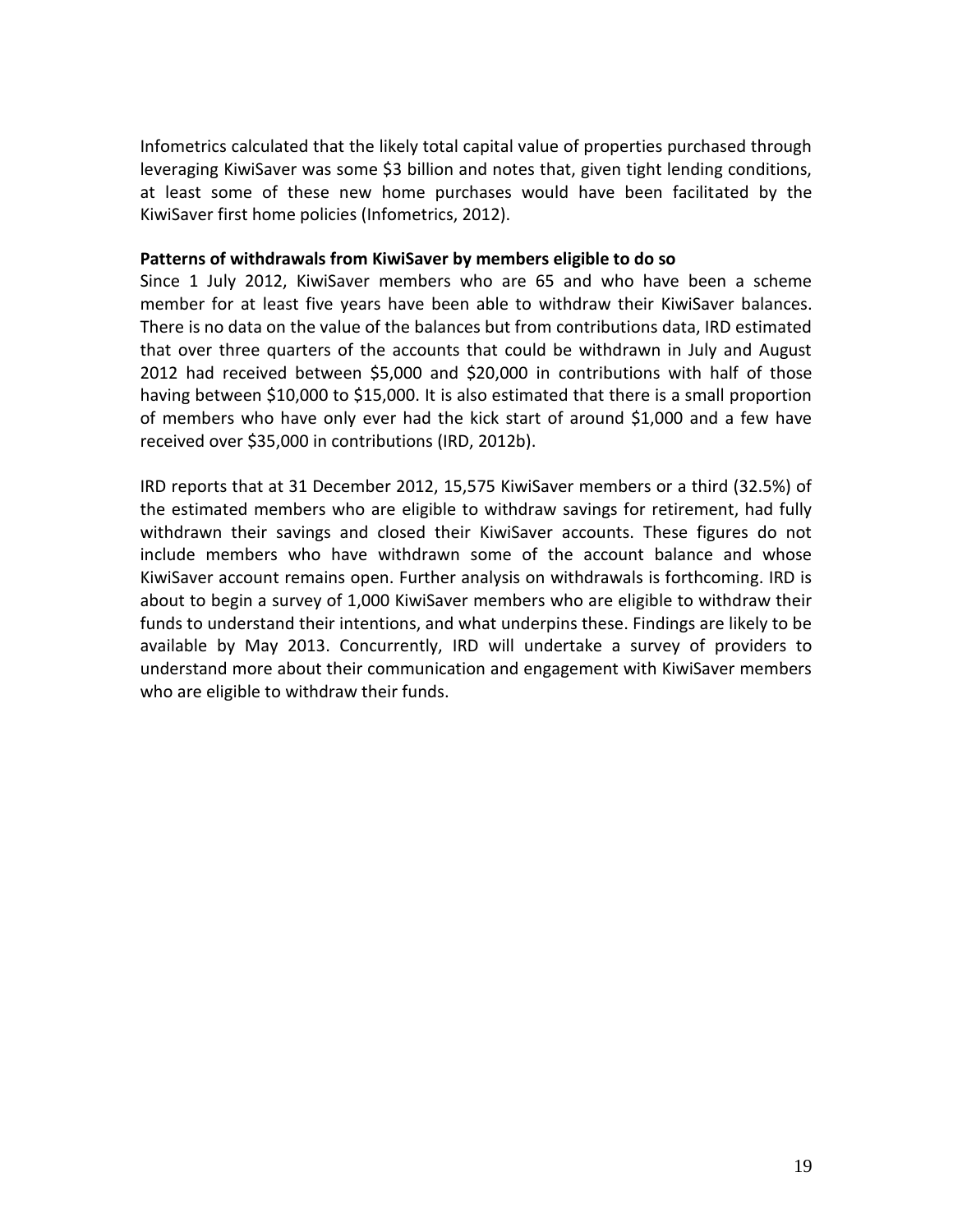Infometrics calculated that the likely total capital value of properties purchased through leveraging KiwiSaver was some $3 billion and notes that, given tight lending conditions, at least some of these new home purchases would have been facilitated by the KiwiSaver first home policies (Infometrics, 2012).

**Patterns of withdrawals from KiwiSaver by members eligible to do so**

Since 1 July 2012, KiwiSaver members who are 65 and who have been a scheme member for at least five years have been able to withdraw their KiwiSaver balances. There is no data on the value of the balances but from contributions data, IRD estimated that over three quarters of the accounts that could be withdrawn in July and August 2012 had received between $5,000 and $20,000 in contributions with half of those having between $10,000 to $15,000. It is also estimated that there is a small proportion of members who have only ever had the kick start of around $1,000 and a few have received over $35,000 in contributions (IRD, 2012b).

IRD reports that at 31 December 2012, 15,575 KiwiSaver members or a third (32.5%) of the estimated members who are eligible to withdraw savings for retirement, had fully withdrawn their savings and closed their KiwiSaver accounts. These figures do not include members who have withdrawn some of the account balance and whose KiwiSaver account remains open. Further analysis on withdrawals is forthcoming. IRD is about to begin a survey of 1,000 KiwiSaver members who are eligible to withdraw their funds to understand their intentions, and what underpins these. Findings are likely to be available by May 2013. Concurrently, IRD will undertake a survey of providers to understand more about their communication and engagement with KiwiSaver members who are eligible to withdraw their funds.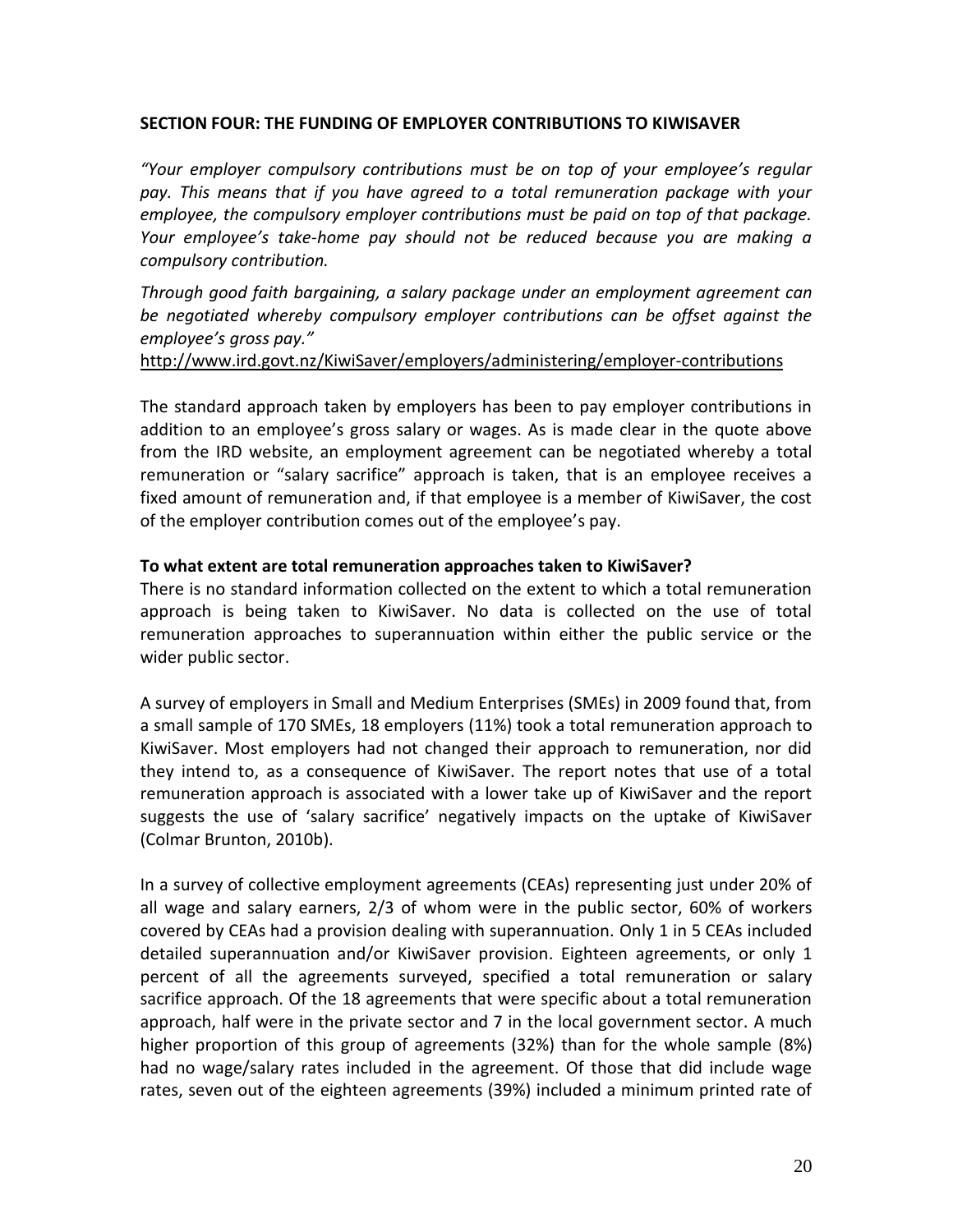## SECTION FOUR: THE FUNDING OF EMPLOYER CONTRIBUTIONS TO KIWISAVER

*"Your employer compulsory contributions must be on top of your employee's regular pay. This means that if you have agreed to a total remuneration package with your employee, the compulsory employer contributions must be paid on top of that package. Your employee's take-home pay should not be reduced because you are making a compulsory contribution.*

*Through good faith bargaining, a salary package under an employment agreement can be negotiated whereby compulsory employer contributions can be offset against the employee's gross pay."*
http://www.ird.govt.nz/KiwiSaver/employers/administering/employer-contributions

The standard approach taken by employers has been to pay employer contributions in addition to an employee's gross salary or wages. As is made clear in the quote above from the IRD website, an employment agreement can be negotiated whereby a total remuneration or "salary sacrifice" approach is taken, that is an employee receives a fixed amount of remuneration and, if that employee is a member of KiwiSaver, the cost of the employer contribution comes out of the employee's pay.

### To what extent are total remuneration approaches taken to KiwiSaver?

There is no standard information collected on the extent to which a total remuneration approach is being taken to KiwiSaver. No data is collected on the use of total remuneration approaches to superannuation within either the public service or the wider public sector.

A survey of employers in Small and Medium Enterprises (SMEs) in 2009 found that, from a small sample of 170 SMEs, 18 employers (11%) took a total remuneration approach to KiwiSaver. Most employers had not changed their approach to remuneration, nor did they intend to, as a consequence of KiwiSaver. The report notes that use of a total remuneration approach is associated with a lower take up of KiwiSaver and the report suggests the use of 'salary sacrifice' negatively impacts on the uptake of KiwiSaver (Colmar Brunton, 2010b).

In a survey of collective employment agreements (CEAs) representing just under 20% of all wage and salary earners, 2/3 of whom were in the public sector, 60% of workers covered by CEAs had a provision dealing with superannuation. Only 1 in 5 CEAs included detailed superannuation and/or KiwiSaver provision. Eighteen agreements, or only 1 percent of all the agreements surveyed, specified a total remuneration or salary sacrifice approach. Of the 18 agreements that were specific about a total remuneration approach, half were in the private sector and 7 in the local government sector. A much higher proportion of this group of agreements (32%) than for the whole sample (8%) had no wage/salary rates included in the agreement. Of those that did include wage rates, seven out of the eighteen agreements (39%) included a minimum printed rate of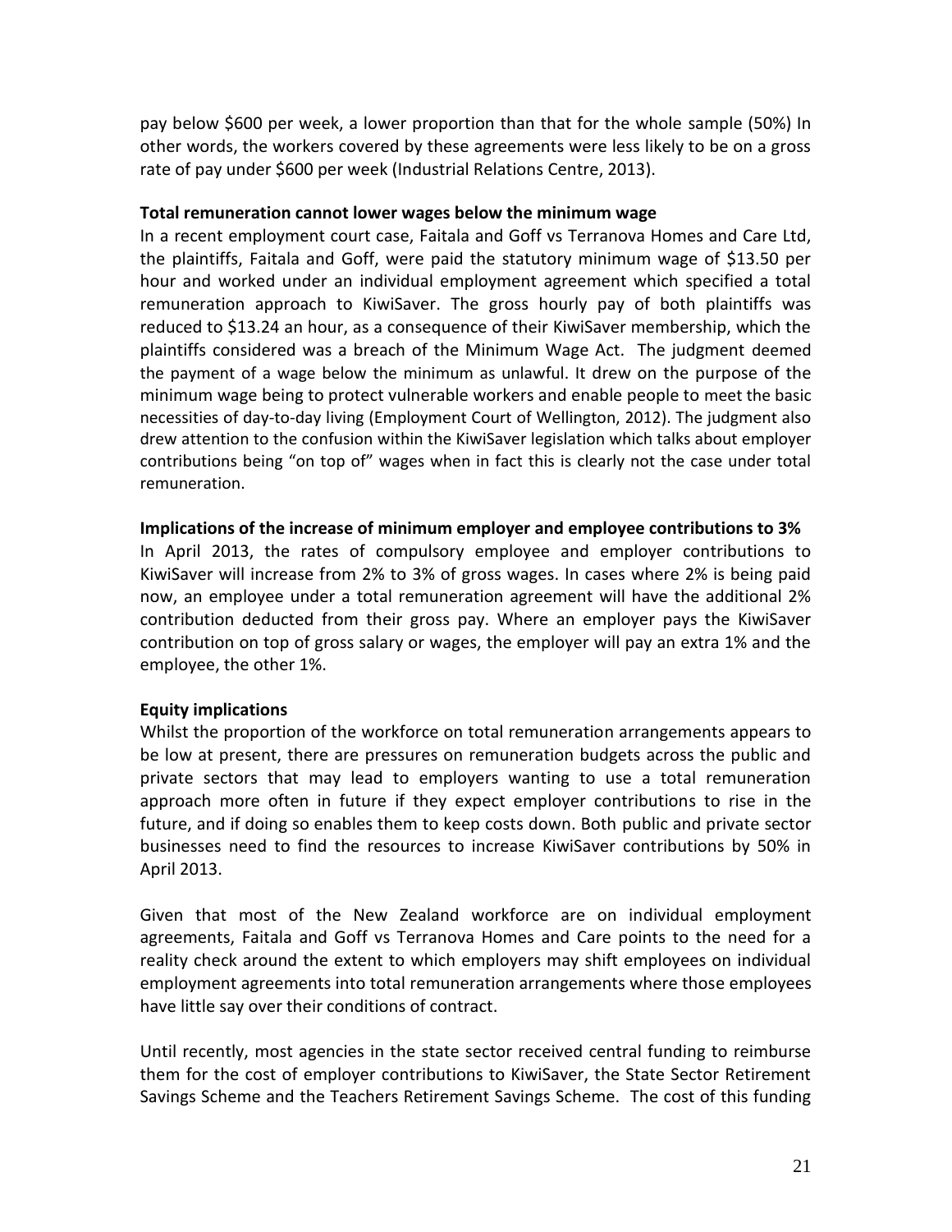pay below $600 per week, a lower proportion than that for the whole sample (50%) In other words, the workers covered by these agreements were less likely to be on a gross rate of pay under $600 per week (Industrial Relations Centre, 2013).

**Total remuneration cannot lower wages below the minimum wage**

In a recent employment court case, Faitala and Goff vs Terranova Homes and Care Ltd, the plaintiffs, Faitala and Goff, were paid the statutory minimum wage of $13.50 per hour and worked under an individual employment agreement which specified a total remuneration approach to KiwiSaver. The gross hourly pay of both plaintiffs was reduced to $13.24 an hour, as a consequence of their KiwiSaver membership, which the plaintiffs considered was a breach of the Minimum Wage Act. The judgment deemed the payment of a wage below the minimum as unlawful. It drew on the purpose of the minimum wage being to protect vulnerable workers and enable people to meet the basic necessities of day-to-day living (Employment Court of Wellington, 2012). The judgment also drew attention to the confusion within the KiwiSaver legislation which talks about employer contributions being "on top of" wages when in fact this is clearly not the case under total remuneration.

**Implications of the increase of minimum employer and employee contributions to 3%**

In April 2013, the rates of compulsory employee and employer contributions to KiwiSaver will increase from 2% to 3% of gross wages. In cases where 2% is being paid now, an employee under a total remuneration agreement will have the additional 2% contribution deducted from their gross pay. Where an employer pays the KiwiSaver contribution on top of gross salary or wages, the employer will pay an extra 1% and the employee, the other 1%.

**Equity implications**

Whilst the proportion of the workforce on total remuneration arrangements appears to be low at present, there are pressures on remuneration budgets across the public and private sectors that may lead to employers wanting to use a total remuneration approach more often in future if they expect employer contributions to rise in the future, and if doing so enables them to keep costs down. Both public and private sector businesses need to find the resources to increase KiwiSaver contributions by 50% in April 2013.

Given that most of the New Zealand workforce are on individual employment agreements, Faitala and Goff vs Terranova Homes and Care points to the need for a reality check around the extent to which employers may shift employees on individual employment agreements into total remuneration arrangements where those employees have little say over their conditions of contract.

Until recently, most agencies in the state sector received central funding to reimburse them for the cost of employer contributions to KiwiSaver, the State Sector Retirement Savings Scheme and the Teachers Retirement Savings Scheme. The cost of this funding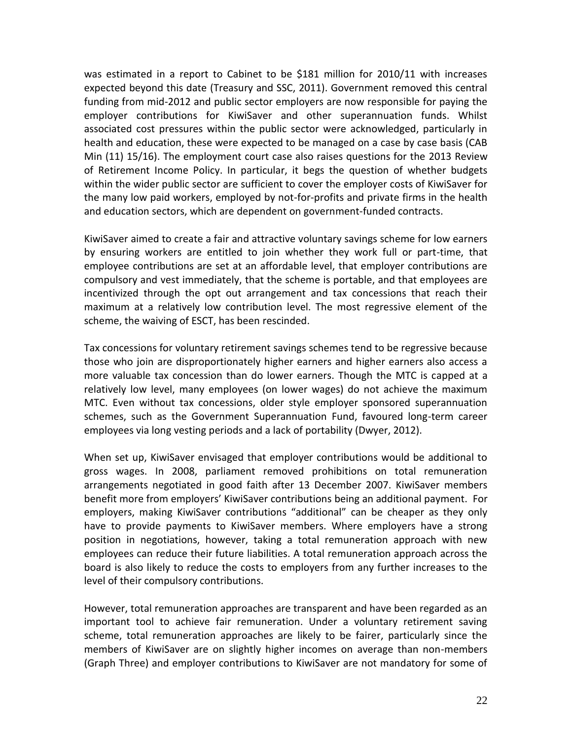was estimated in a report to Cabinet to be $181 million for 2010/11 with increases expected beyond this date (Treasury and SSC, 2011). Government removed this central funding from mid-2012 and public sector employers are now responsible for paying the employer contributions for KiwiSaver and other superannuation funds. Whilst associated cost pressures within the public sector were acknowledged, particularly in health and education, these were expected to be managed on a case by case basis (CAB Min (11) 15/16). The employment court case also raises questions for the 2013 Review of Retirement Income Policy. In particular, it begs the question of whether budgets within the wider public sector are sufficient to cover the employer costs of KiwiSaver for the many low paid workers, employed by not-for-profits and private firms in the health and education sectors, which are dependent on government-funded contracts.

KiwiSaver aimed to create a fair and attractive voluntary savings scheme for low earners by ensuring workers are entitled to join whether they work full or part-time, that employee contributions are set at an affordable level, that employer contributions are compulsory and vest immediately, that the scheme is portable, and that employees are incentivized through the opt out arrangement and tax concessions that reach their maximum at a relatively low contribution level. The most regressive element of the scheme, the waiving of ESCT, has been rescinded.

Tax concessions for voluntary retirement savings schemes tend to be regressive because those who join are disproportionately higher earners and higher earners also access a more valuable tax concession than do lower earners. Though the MTC is capped at a relatively low level, many employees (on lower wages) do not achieve the maximum MTC. Even without tax concessions, older style employer sponsored superannuation schemes, such as the Government Superannuation Fund, favoured long-term career employees via long vesting periods and a lack of portability (Dwyer, 2012).

When set up, KiwiSaver envisaged that employer contributions would be additional to gross wages. In 2008, parliament removed prohibitions on total remuneration arrangements negotiated in good faith after 13 December 2007. KiwiSaver members benefit more from employers' KiwiSaver contributions being an additional payment. For employers, making KiwiSaver contributions "additional" can be cheaper as they only have to provide payments to KiwiSaver members. Where employers have a strong position in negotiations, however, taking a total remuneration approach with new employees can reduce their future liabilities. A total remuneration approach across the board is also likely to reduce the costs to employers from any further increases to the level of their compulsory contributions.

However, total remuneration approaches are transparent and have been regarded as an important tool to achieve fair remuneration. Under a voluntary retirement saving scheme, total remuneration approaches are likely to be fairer, particularly since the members of KiwiSaver are on slightly higher incomes on average than non-members (Graph Three) and employer contributions to KiwiSaver are not mandatory for some of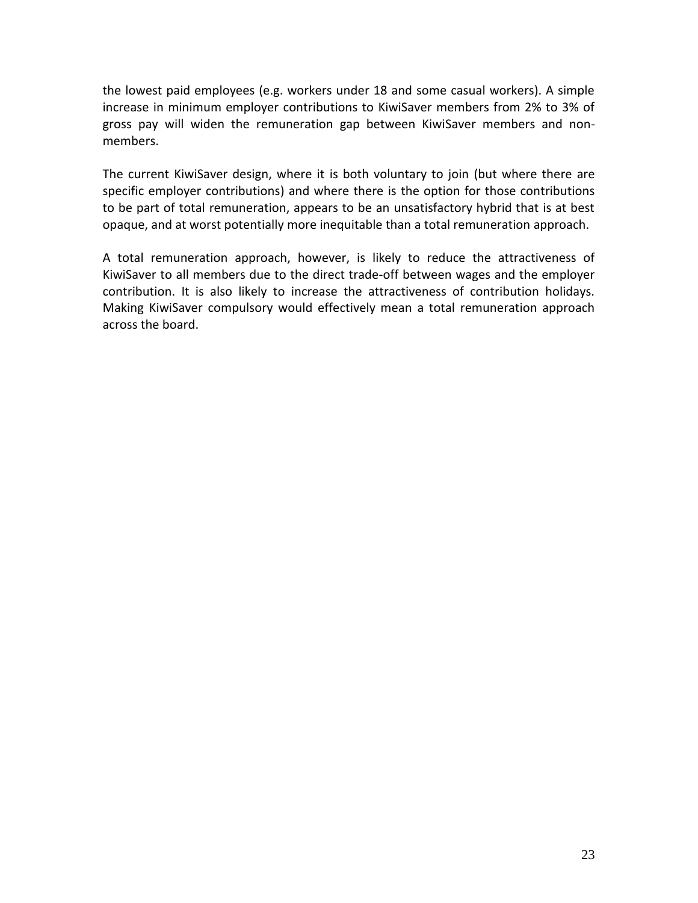the lowest paid employees (e.g. workers under 18 and some casual workers). A simple increase in minimum employer contributions to KiwiSaver members from 2% to 3% of gross pay will widen the remuneration gap between KiwiSaver members and non-members.

The current KiwiSaver design, where it is both voluntary to join (but where there are specific employer contributions) and where there is the option for those contributions to be part of total remuneration, appears to be an unsatisfactory hybrid that is at best opaque, and at worst potentially more inequitable than a total remuneration approach.

A total remuneration approach, however, is likely to reduce the attractiveness of KiwiSaver to all members due to the direct trade-off between wages and the employer contribution. It is also likely to increase the attractiveness of contribution holidays. Making KiwiSaver compulsory would effectively mean a total remuneration approach across the board.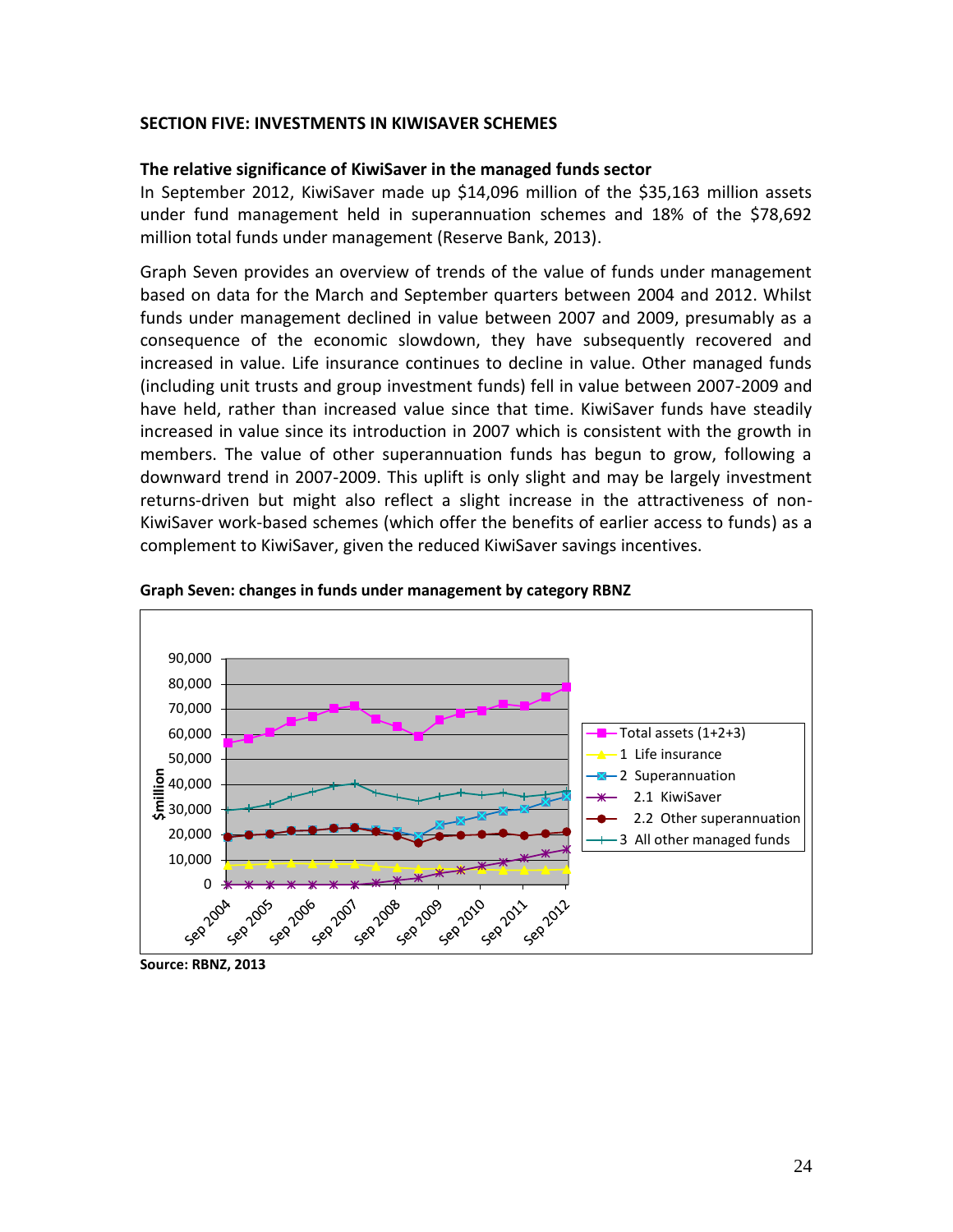## SECTION FIVE: INVESTMENTS IN KIWISAVER SCHEMES

### The relative significance of KiwiSaver in the managed funds sector

In September 2012, KiwiSaver made up $14,096 million of the $35,163 million assets under fund management held in superannuation schemes and 18% of the $78,692 million total funds under management (Reserve Bank, 2013).

Graph Seven provides an overview of trends of the value of funds under management based on data for the March and September quarters between 2004 and 2012. Whilst funds under management declined in value between 2007 and 2009, presumably as a consequence of the economic slowdown, they have subsequently recovered and increased in value. Life insurance continues to decline in value. Other managed funds (including unit trusts and group investment funds) fell in value between 2007-2009 and have held, rather than increased value since that time. KiwiSaver funds have steadily increased in value since its introduction in 2007 which is consistent with the growth in members. The value of other superannuation funds has begun to grow, following a downward trend in 2007-2009. This uplift is only slight and may be largely investment returns-driven but might also reflect a slight increase in the attractiveness of non-KiwiSaver work-based schemes (which offer the benefits of earlier access to funds) as a complement to KiwiSaver, given the reduced KiwiSaver savings incentives.

**Graph Seven: changes in funds under management by category RBNZ**

**Source: RBNZ, 2013**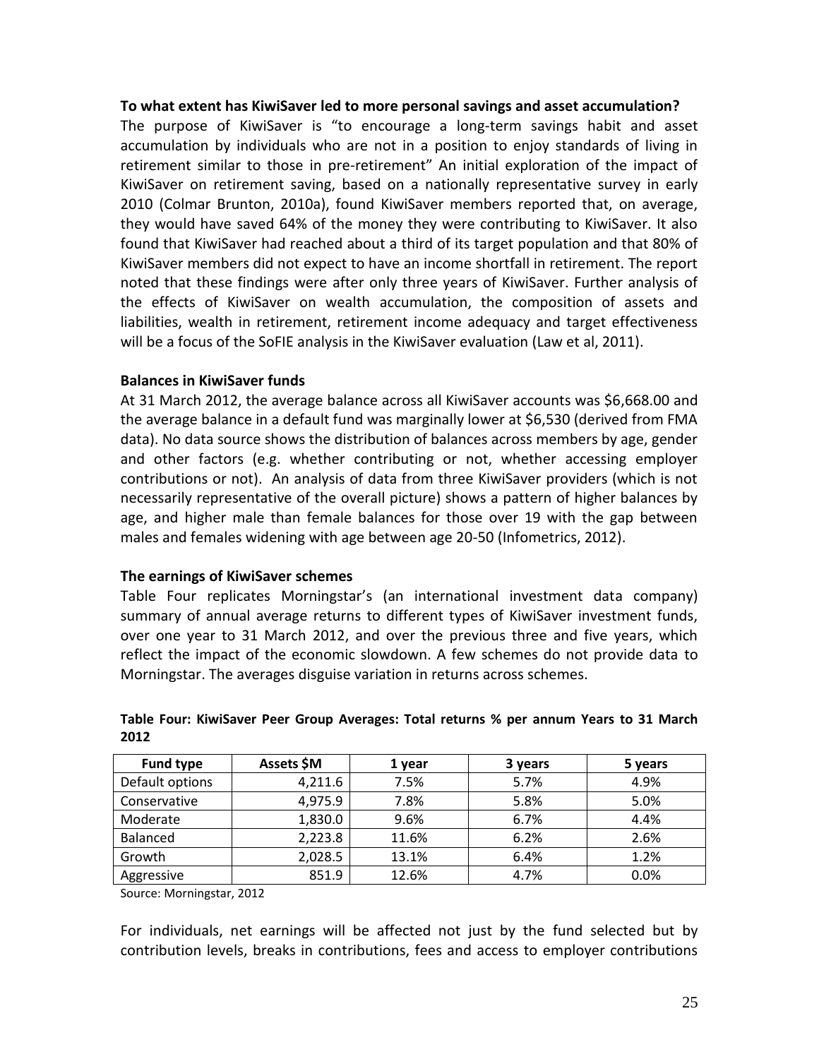**To what extent has KiwiSaver led to more personal savings and asset accumulation?**

The purpose of KiwiSaver is "to encourage a long-term savings habit and asset accumulation by individuals who are not in a position to enjoy standards of living in retirement similar to those in pre-retirement" An initial exploration of the impact of KiwiSaver on retirement saving, based on a nationally representative survey in early 2010 (Colmar Brunton, 2010a), found KiwiSaver members reported that, on average, they would have saved 64% of the money they were contributing to KiwiSaver. It also found that KiwiSaver had reached about a third of its target population and that 80% of KiwiSaver members did not expect to have an income shortfall in retirement. The report noted that these findings were after only three years of KiwiSaver. Further analysis of the effects of KiwiSaver on wealth accumulation, the composition of assets and liabilities, wealth in retirement, retirement income adequacy and target effectiveness will be a focus of the SoFIE analysis in the KiwiSaver evaluation (Law et al, 2011).

**Balances in KiwiSaver funds**

At 31 March 2012, the average balance across all KiwiSaver accounts was $6,668.00 and the average balance in a default fund was marginally lower at $6,530 (derived from FMA data). No data source shows the distribution of balances across members by age, gender and other factors (e.g. whether contributing or not, whether accessing employer contributions or not). An analysis of data from three KiwiSaver providers (which is not necessarily representative of the overall picture) shows a pattern of higher balances by age, and higher male than female balances for those over 19 with the gap between males and females widening with age between age 20-50 (Infometrics, 2012).

**The earnings of KiwiSaver schemes**

Table Four replicates Morningstar's (an international investment data company) summary of annual average returns to different types of KiwiSaver investment funds, over one year to 31 March 2012, and over the previous three and five years, which reflect the impact of the economic slowdown. A few schemes do not provide data to Morningstar. The averages disguise variation in returns across schemes.

**Table Four: KiwiSaver Peer Group Averages: Total returns % per annum Years to 31 March 2012**

| Fund type | Assets $M | 1 year | 3 years | 5 years |
|---|---|---|---|---|
| Default options | 4,211.6 | 7.5% | 5.7% | 4.9% |
| Conservative | 4,975.9 | 7.8% | 5.8% | 5.0% |
| Moderate | 1,830.0 | 9.6% | 6.7% | 4.4% |
| Balanced | 2,223.8 | 11.6% | 6.2% | 2.6% |
| Growth | 2,028.5 | 13.1% | 6.4% | 1.2% |
| Aggressive | 851.9 | 12.6% | 4.7% | 0.0% |

Source: Morningstar, 2012

For individuals, net earnings will be affected not just by the fund selected but by contribution levels, breaks in contributions, fees and access to employer contributions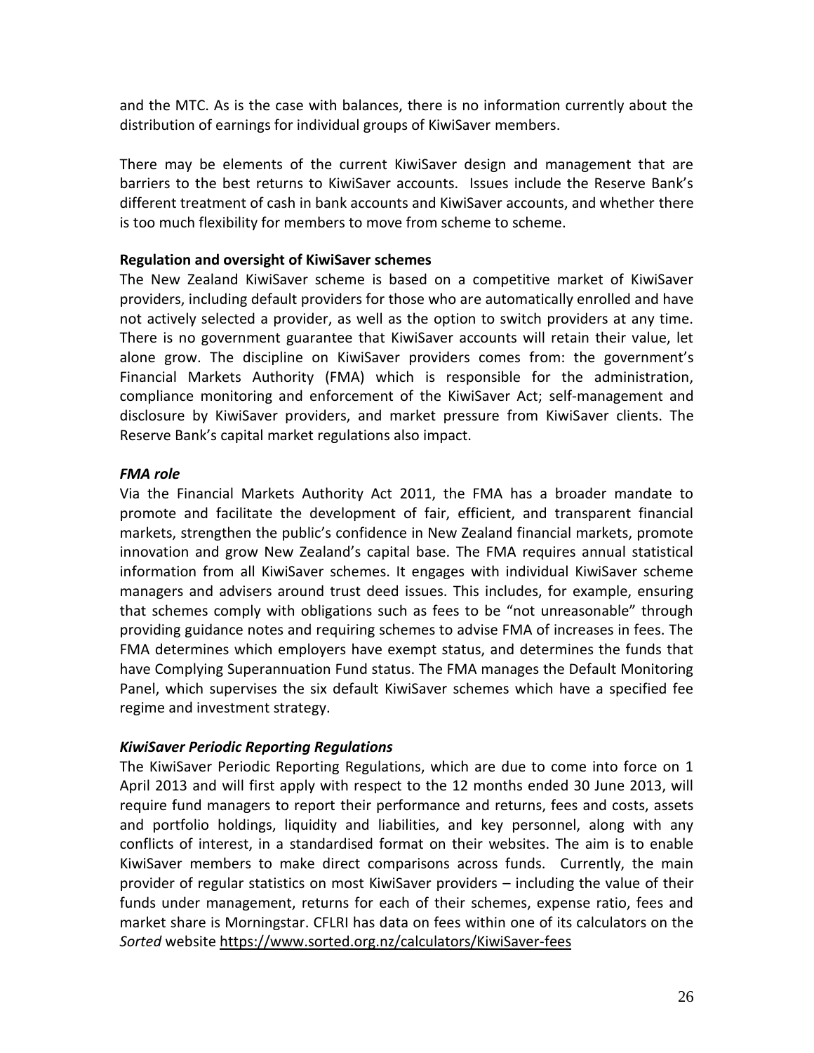and the MTC. As is the case with balances, there is no information currently about the distribution of earnings for individual groups of KiwiSaver members.

There may be elements of the current KiwiSaver design and management that are barriers to the best returns to KiwiSaver accounts. Issues include the Reserve Bank's different treatment of cash in bank accounts and KiwiSaver accounts, and whether there is too much flexibility for members to move from scheme to scheme.

**Regulation and oversight of KiwiSaver schemes**

The New Zealand KiwiSaver scheme is based on a competitive market of KiwiSaver providers, including default providers for those who are automatically enrolled and have not actively selected a provider, as well as the option to switch providers at any time. There is no government guarantee that KiwiSaver accounts will retain their value, let alone grow. The discipline on KiwiSaver providers comes from: the government's Financial Markets Authority (FMA) which is responsible for the administration, compliance monitoring and enforcement of the KiwiSaver Act; self-management and disclosure by KiwiSaver providers, and market pressure from KiwiSaver clients. The Reserve Bank's capital market regulations also impact.

***FMA role***

Via the Financial Markets Authority Act 2011, the FMA has a broader mandate to promote and facilitate the development of fair, efficient, and transparent financial markets, strengthen the public's confidence in New Zealand financial markets, promote innovation and grow New Zealand's capital base. The FMA requires annual statistical information from all KiwiSaver schemes. It engages with individual KiwiSaver scheme managers and advisers around trust deed issues. This includes, for example, ensuring that schemes comply with obligations such as fees to be "not unreasonable" through providing guidance notes and requiring schemes to advise FMA of increases in fees. The FMA determines which employers have exempt status, and determines the funds that have Complying Superannuation Fund status. The FMA manages the Default Monitoring Panel, which supervises the six default KiwiSaver schemes which have a specified fee regime and investment strategy.

***KiwiSaver Periodic Reporting Regulations***

The KiwiSaver Periodic Reporting Regulations, which are due to come into force on 1 April 2013 and will first apply with respect to the 12 months ended 30 June 2013, will require fund managers to report their performance and returns, fees and costs, assets and portfolio holdings, liquidity and liabilities, and key personnel, along with any conflicts of interest, in a standardised format on their websites. The aim is to enable KiwiSaver members to make direct comparisons across funds. Currently, the main provider of regular statistics on most KiwiSaver providers – including the value of their funds under management, returns for each of their schemes, expense ratio, fees and market share is Morningstar. CFLRI has data on fees within one of its calculators on the *Sorted* website https://www.sorted.org.nz/calculators/KiwiSaver-fees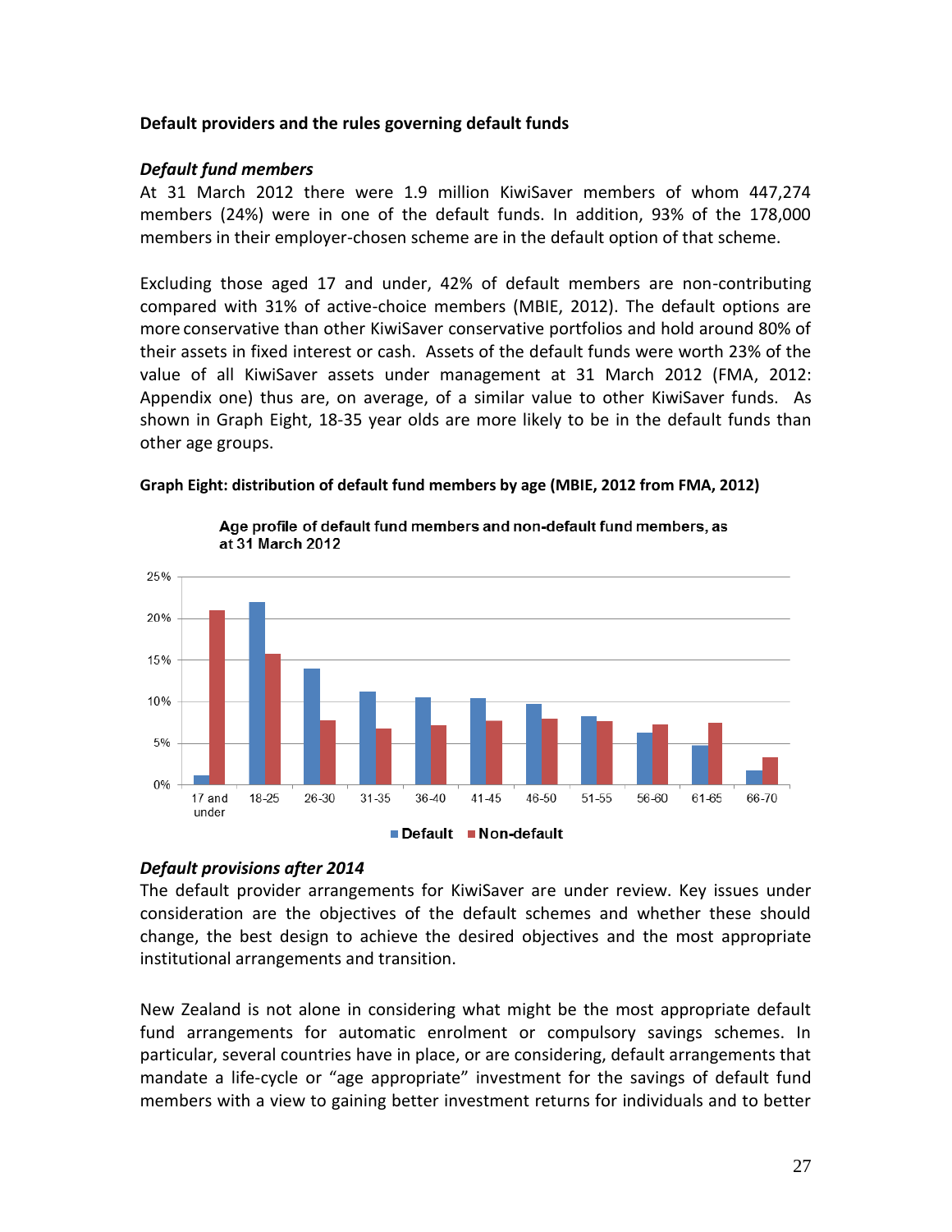**Default providers and the rules governing default funds**

***Default fund members***

At 31 March 2012 there were 1.9 million KiwiSaver members of whom 447,274 members (24%) were in one of the default funds. In addition, 93% of the 178,000 members in their employer-chosen scheme are in the default option of that scheme.

Excluding those aged 17 and under, 42% of default members are non-contributing compared with 31% of active-choice members (MBIE, 2012). The default options are more conservative than other KiwiSaver conservative portfolios and hold around 80% of their assets in fixed interest or cash. Assets of the default funds were worth 23% of the value of all KiwiSaver assets under management at 31 March 2012 (FMA, 2012: Appendix one) thus are, on average, of a similar value to other KiwiSaver funds. As shown in Graph Eight, 18-35 year olds are more likely to be in the default funds than other age groups.

**Graph Eight: distribution of default fund members by age (MBIE, 2012 from FMA, 2012)**

***Default provisions after 2014***

The default provider arrangements for KiwiSaver are under review. Key issues under consideration are the objectives of the default schemes and whether these should change, the best design to achieve the desired objectives and the most appropriate institutional arrangements and transition.

New Zealand is not alone in considering what might be the most appropriate default fund arrangements for automatic enrolment or compulsory savings schemes. In particular, several countries have in place, or are considering, default arrangements that mandate a life-cycle or "age appropriate" investment for the savings of default fund members with a view to gaining better investment returns for individuals and to better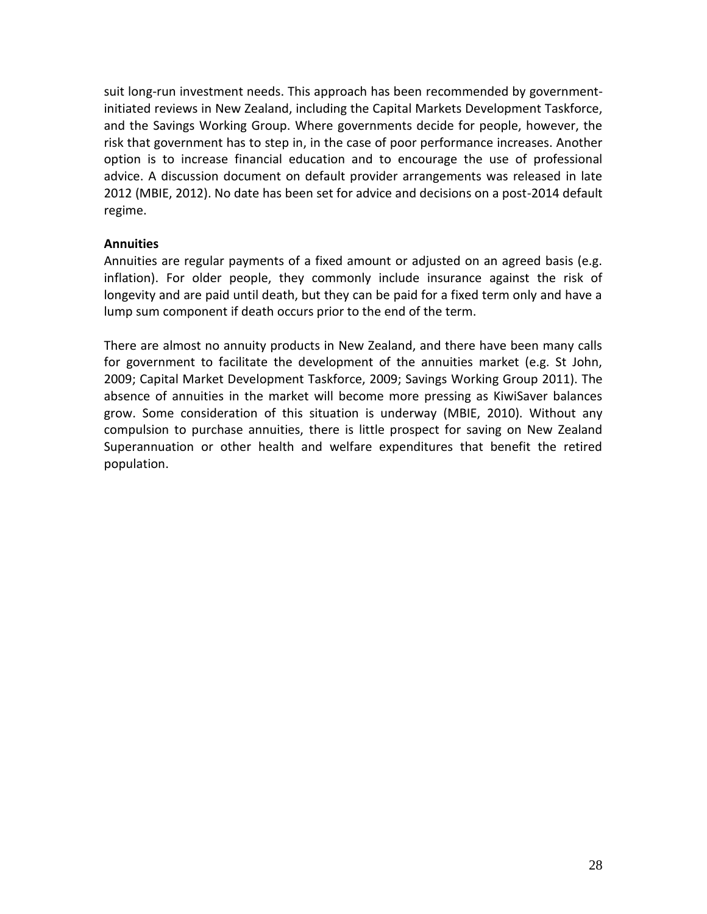suit long-run investment needs. This approach has been recommended by government-initiated reviews in New Zealand, including the Capital Markets Development Taskforce, and the Savings Working Group. Where governments decide for people, however, the risk that government has to step in, in the case of poor performance increases. Another option is to increase financial education and to encourage the use of professional advice. A discussion document on default provider arrangements was released in late 2012 (MBIE, 2012). No date has been set for advice and decisions on a post-2014 default regime.

**Annuities**

Annuities are regular payments of a fixed amount or adjusted on an agreed basis (e.g. inflation). For older people, they commonly include insurance against the risk of longevity and are paid until death, but they can be paid for a fixed term only and have a lump sum component if death occurs prior to the end of the term.

There are almost no annuity products in New Zealand, and there have been many calls for government to facilitate the development of the annuities market (e.g. St John, 2009; Capital Market Development Taskforce, 2009; Savings Working Group 2011). The absence of annuities in the market will become more pressing as KiwiSaver balances grow. Some consideration of this situation is underway (MBIE, 2010). Without any compulsion to purchase annuities, there is little prospect for saving on New Zealand Superannuation or other health and welfare expenditures that benefit the retired population.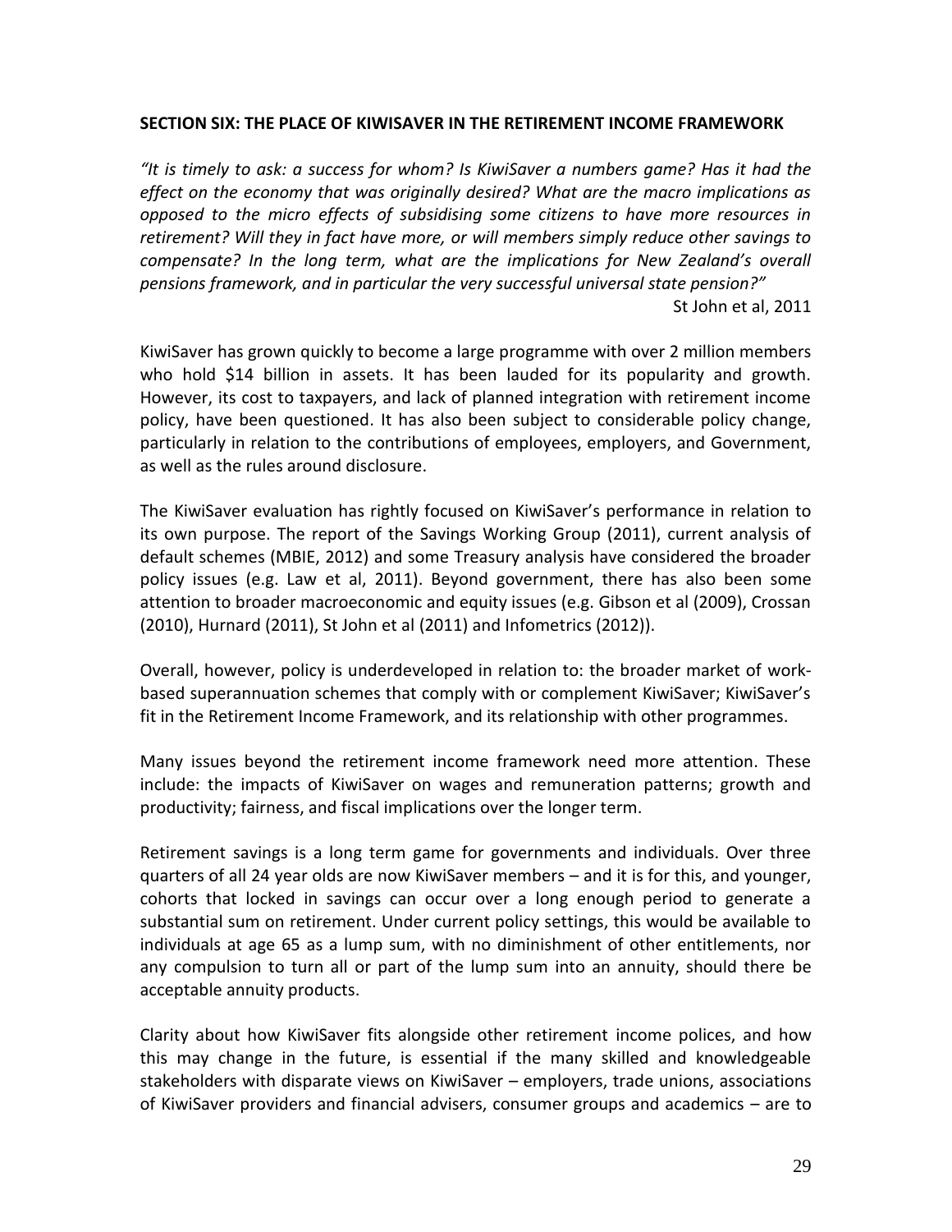**SECTION SIX: THE PLACE OF KIWISAVER IN THE RETIREMENT INCOME FRAMEWORK**

*"It is timely to ask: a success for whom? Is KiwiSaver a numbers game? Has it had the effect on the economy that was originally desired? What are the macro implications as opposed to the micro effects of subsidising some citizens to have more resources in retirement? Will they in fact have more, or will members simply reduce other savings to compensate? In the long term, what are the implications for New Zealand's overall pensions framework, and in particular the very successful universal state pension?"*

St John et al, 2011

KiwiSaver has grown quickly to become a large programme with over 2 million members who hold $14 billion in assets. It has been lauded for its popularity and growth. However, its cost to taxpayers, and lack of planned integration with retirement income policy, have been questioned. It has also been subject to considerable policy change, particularly in relation to the contributions of employees, employers, and Government, as well as the rules around disclosure.

The KiwiSaver evaluation has rightly focused on KiwiSaver's performance in relation to its own purpose. The report of the Savings Working Group (2011), current analysis of default schemes (MBIE, 2012) and some Treasury analysis have considered the broader policy issues (e.g. Law et al, 2011). Beyond government, there has also been some attention to broader macroeconomic and equity issues (e.g. Gibson et al (2009), Crossan (2010), Hurnard (2011), St John et al (2011) and Infometrics (2012)).

Overall, however, policy is underdeveloped in relation to: the broader market of work-based superannuation schemes that comply with or complement KiwiSaver; KiwiSaver's fit in the Retirement Income Framework, and its relationship with other programmes.

Many issues beyond the retirement income framework need more attention. These include: the impacts of KiwiSaver on wages and remuneration patterns; growth and productivity; fairness, and fiscal implications over the longer term.

Retirement savings is a long term game for governments and individuals. Over three quarters of all 24 year olds are now KiwiSaver members – and it is for this, and younger, cohorts that locked in savings can occur over a long enough period to generate a substantial sum on retirement. Under current policy settings, this would be available to individuals at age 65 as a lump sum, with no diminishment of other entitlements, nor any compulsion to turn all or part of the lump sum into an annuity, should there be acceptable annuity products.

Clarity about how KiwiSaver fits alongside other retirement income polices, and how this may change in the future, is essential if the many skilled and knowledgeable stakeholders with disparate views on KiwiSaver – employers, trade unions, associations of KiwiSaver providers and financial advisers, consumer groups and academics – are to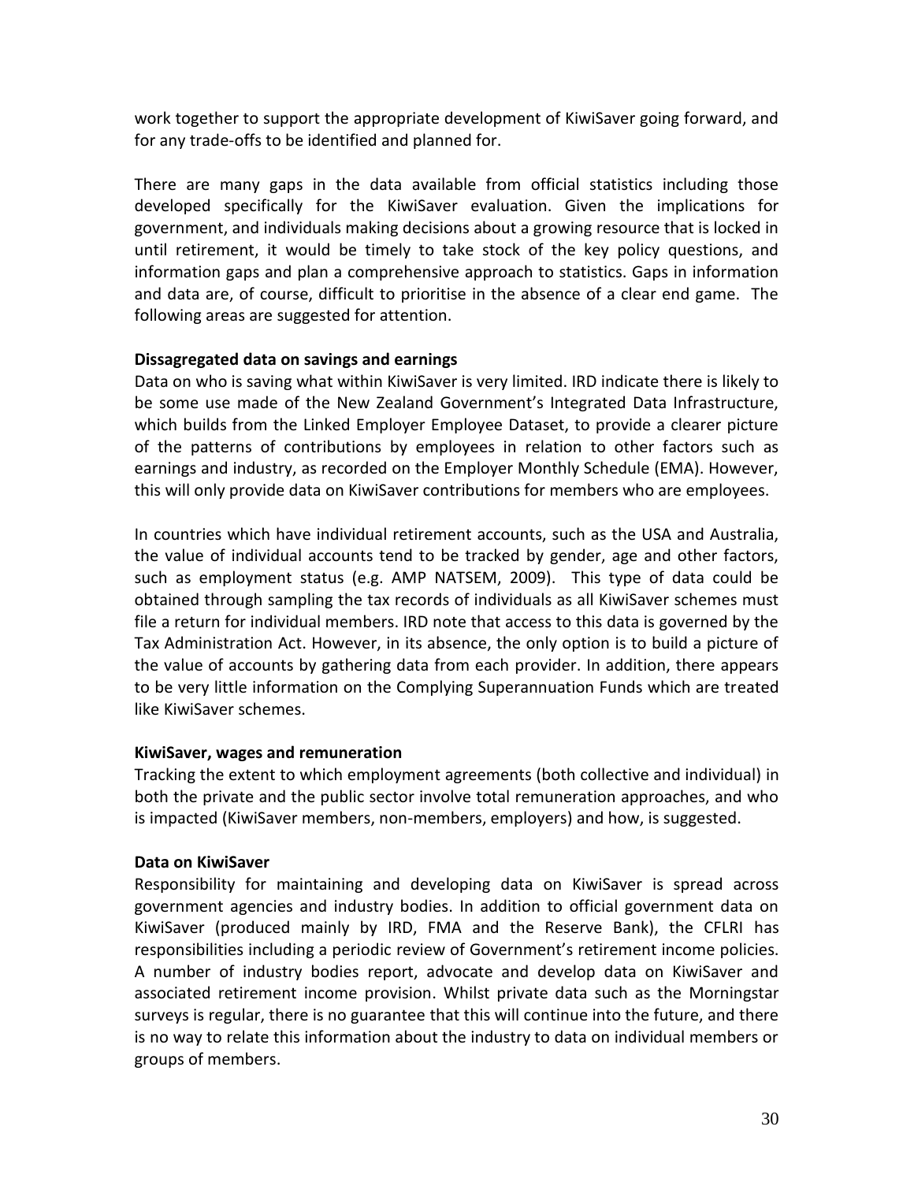work together to support the appropriate development of KiwiSaver going forward, and for any trade-offs to be identified and planned for.

There are many gaps in the data available from official statistics including those developed specifically for the KiwiSaver evaluation. Given the implications for government, and individuals making decisions about a growing resource that is locked in until retirement, it would be timely to take stock of the key policy questions, and information gaps and plan a comprehensive approach to statistics. Gaps in information and data are, of course, difficult to prioritise in the absence of a clear end game. The following areas are suggested for attention.

**Dissagregated data on savings and earnings**

Data on who is saving what within KiwiSaver is very limited. IRD indicate there is likely to be some use made of the New Zealand Government's Integrated Data Infrastructure, which builds from the Linked Employer Employee Dataset, to provide a clearer picture of the patterns of contributions by employees in relation to other factors such as earnings and industry, as recorded on the Employer Monthly Schedule (EMA). However, this will only provide data on KiwiSaver contributions for members who are employees.

In countries which have individual retirement accounts, such as the USA and Australia, the value of individual accounts tend to be tracked by gender, age and other factors, such as employment status (e.g. AMP NATSEM, 2009). This type of data could be obtained through sampling the tax records of individuals as all KiwiSaver schemes must file a return for individual members. IRD note that access to this data is governed by the Tax Administration Act. However, in its absence, the only option is to build a picture of the value of accounts by gathering data from each provider. In addition, there appears to be very little information on the Complying Superannuation Funds which are treated like KiwiSaver schemes.

**KiwiSaver, wages and remuneration**

Tracking the extent to which employment agreements (both collective and individual) in both the private and the public sector involve total remuneration approaches, and who is impacted (KiwiSaver members, non-members, employers) and how, is suggested.

**Data on KiwiSaver**

Responsibility for maintaining and developing data on KiwiSaver is spread across government agencies and industry bodies. In addition to official government data on KiwiSaver (produced mainly by IRD, FMA and the Reserve Bank), the CFLRI has responsibilities including a periodic review of Government's retirement income policies. A number of industry bodies report, advocate and develop data on KiwiSaver and associated retirement income provision. Whilst private data such as the Morningstar surveys is regular, there is no guarantee that this will continue into the future, and there is no way to relate this information about the industry to data on individual members or groups of members.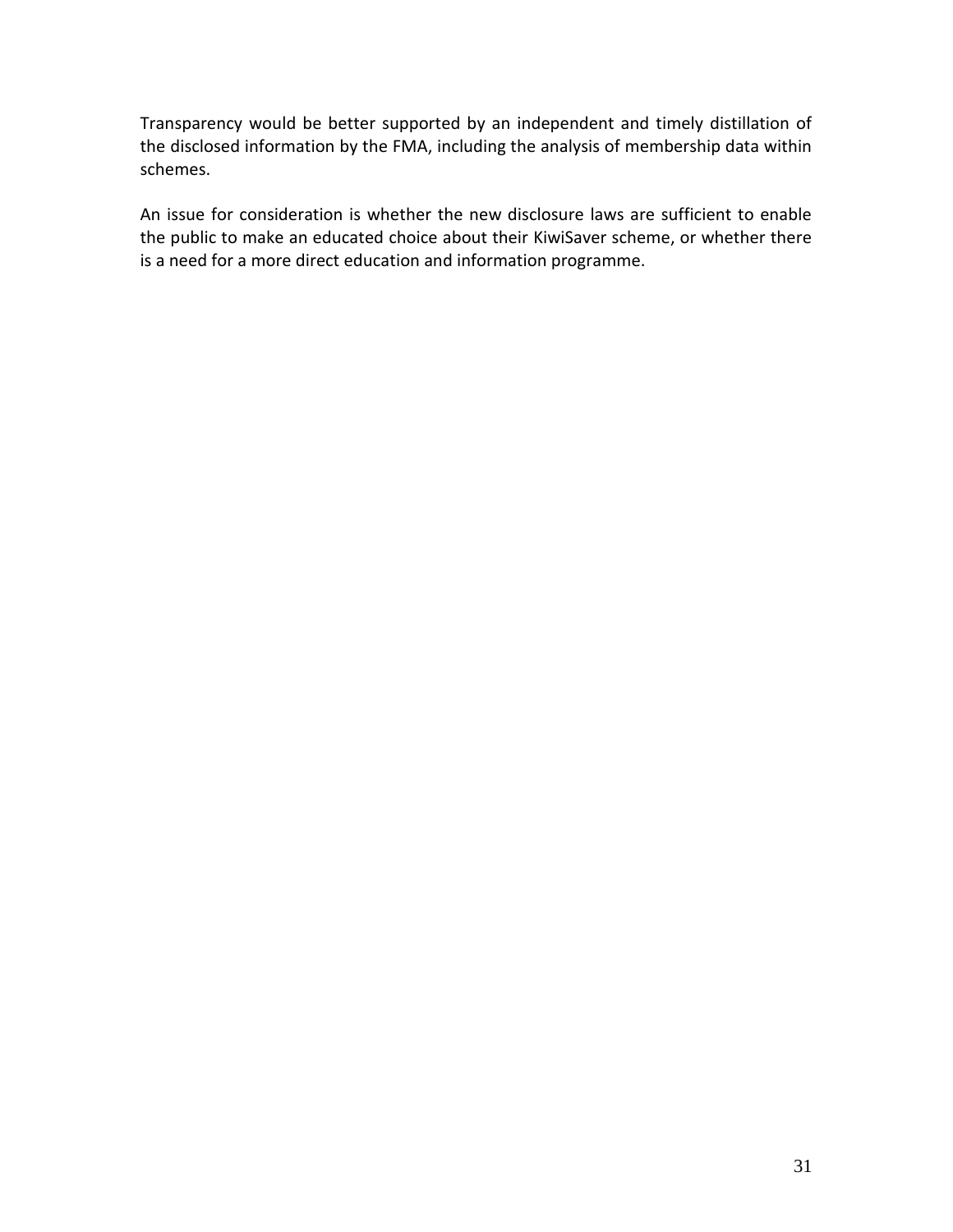Transparency would be better supported by an independent and timely distillation of the disclosed information by the FMA, including the analysis of membership data within schemes.

An issue for consideration is whether the new disclosure laws are sufficient to enable the public to make an educated choice about their KiwiSaver scheme, or whether there is a need for a more direct education and information programme.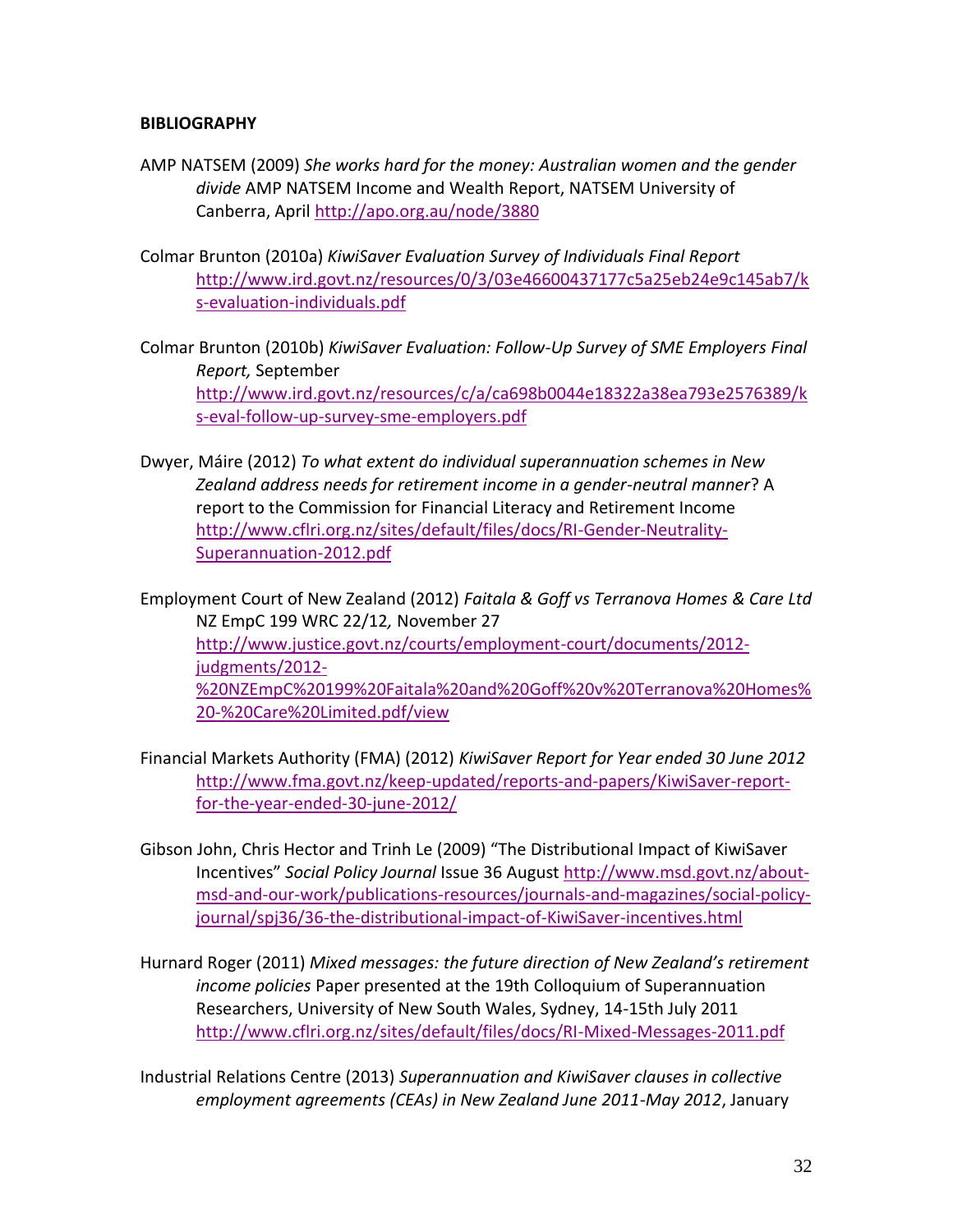**BIBLIOGRAPHY**

AMP NATSEM (2009) *She works hard for the money: Australian women and the gender divide* AMP NATSEM Income and Wealth Report, NATSEM University of Canberra, April http://apo.org.au/node/3880

Colmar Brunton (2010a) *KiwiSaver Evaluation Survey of Individuals Final Report* http://www.ird.govt.nz/resources/0/3/03e46600437177c5a25eb24e9c145ab7/ks-evaluation-individuals.pdf

Colmar Brunton (2010b) *KiwiSaver Evaluation: Follow-Up Survey of SME Employers Final Report,* September http://www.ird.govt.nz/resources/c/a/ca698b0044e18322a38ea793e2576389/ks-eval-follow-up-survey-sme-employers.pdf

Dwyer, Máire (2012) *To what extent do individual superannuation schemes in New Zealand address needs for retirement income in a gender-neutral manner*? A report to the Commission for Financial Literacy and Retirement Income http://www.cflri.org.nz/sites/default/files/docs/RI-Gender-Neutrality-Superannuation-2012.pdf

Employment Court of New Zealand (2012) *Faitala & Goff vs Terranova Homes & Care Ltd* NZ EmpC 199 WRC 22/12*,* November 27 http://www.justice.govt.nz/courts/employment-court/documents/2012-judgments/2012-%20NZEmpC%20199%20Faitala%20and%20Goff%20v%20Terranova%20Homes%20-%20Care%20Limited.pdf/view

Financial Markets Authority (FMA) (2012) *KiwiSaver Report for Year ended 30 June 2012* http://www.fma.govt.nz/keep-updated/reports-and-papers/KiwiSaver-report-for-the-year-ended-30-june-2012/

Gibson John, Chris Hector and Trinh Le (2009) "The Distributional Impact of KiwiSaver Incentives" *Social Policy Journal* Issue 36 August http://www.msd.govt.nz/about-msd-and-our-work/publications-resources/journals-and-magazines/social-policy-journal/spj36/36-the-distributional-impact-of-KiwiSaver-incentives.html

Hurnard Roger (2011) *Mixed messages: the future direction of New Zealand's retirement income policies* Paper presented at the 19th Colloquium of Superannuation Researchers, University of New South Wales, Sydney, 14-15th July 2011 http://www.cflri.org.nz/sites/default/files/docs/RI-Mixed-Messages-2011.pdf

Industrial Relations Centre (2013) *Superannuation and KiwiSaver clauses in collective employment agreements (CEAs) in New Zealand June 2011-May 2012*, January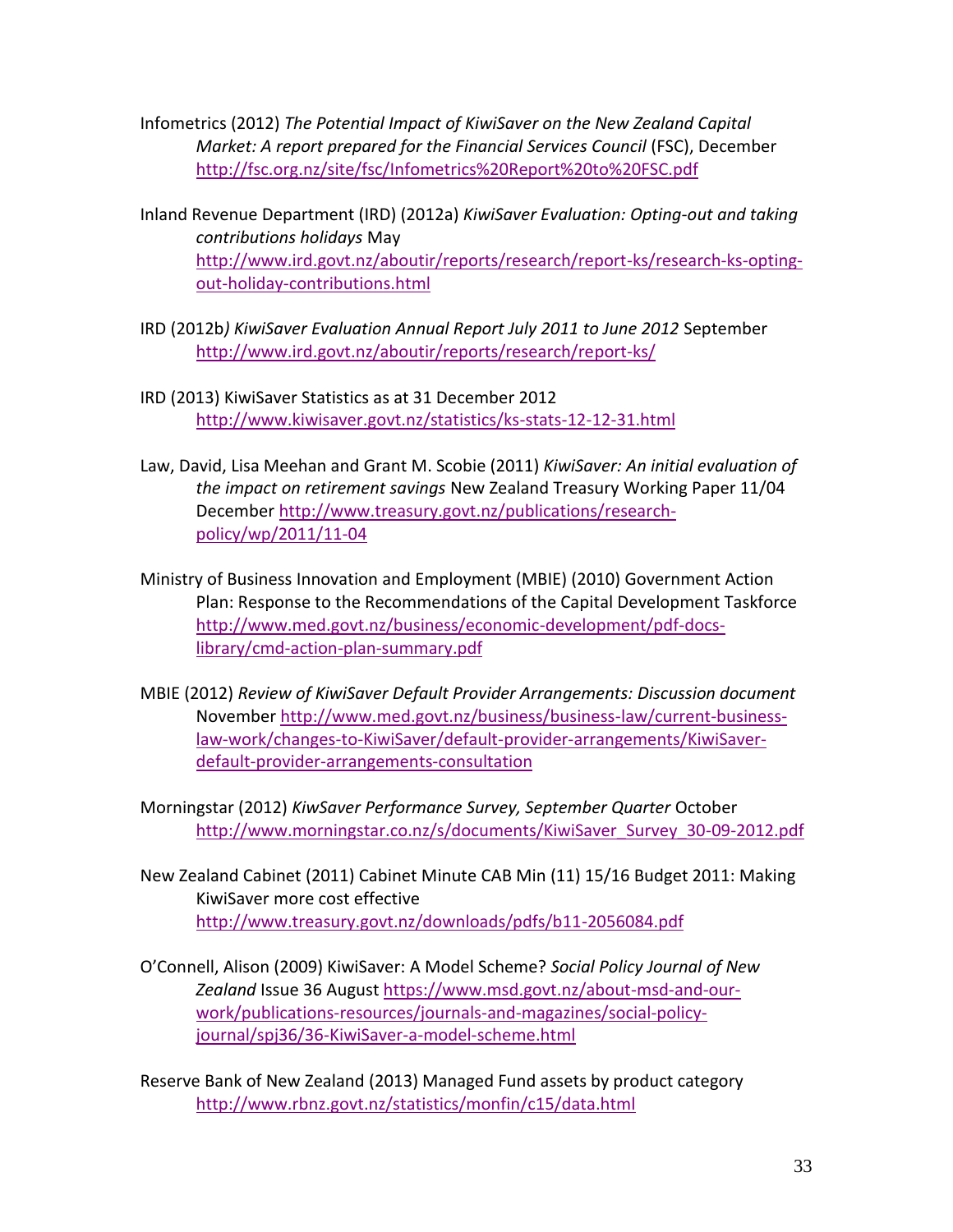Infometrics (2012) *The Potential Impact of KiwiSaver on the New Zealand Capital Market: A report prepared for the Financial Services Council* (FSC), December http://fsc.org.nz/site/fsc/Infometrics%20Report%20to%20FSC.pdf

Inland Revenue Department (IRD) (2012a) *KiwiSaver Evaluation: Opting-out and taking contributions holidays* May http://www.ird.govt.nz/aboutir/reports/research/report-ks/research-ks-opting-out-holiday-contributions.html

IRD (2012b*) KiwiSaver Evaluation Annual Report July 2011 to June 2012* September http://www.ird.govt.nz/aboutir/reports/research/report-ks/

IRD (2013) KiwiSaver Statistics as at 31 December 2012 http://www.kiwisaver.govt.nz/statistics/ks-stats-12-12-31.html

Law, David, Lisa Meehan and Grant M. Scobie (2011) *KiwiSaver: An initial evaluation of the impact on retirement savings* New Zealand Treasury Working Paper 11/04 December http://www.treasury.govt.nz/publications/research-policy/wp/2011/11-04

Ministry of Business Innovation and Employment (MBIE) (2010) Government Action Plan: Response to the Recommendations of the Capital Development Taskforce http://www.med.govt.nz/business/economic-development/pdf-docs-library/cmd-action-plan-summary.pdf

MBIE (2012) *Review of KiwiSaver Default Provider Arrangements: Discussion document* November http://www.med.govt.nz/business/business-law/current-business-law-work/changes-to-KiwiSaver/default-provider-arrangements/KiwiSaver-default-provider-arrangements-consultation

Morningstar (2012) *KiwSaver Performance Survey, September Quarter* October http://www.morningstar.co.nz/s/documents/KiwiSaver_Survey_30-09-2012.pdf

New Zealand Cabinet (2011) Cabinet Minute CAB Min (11) 15/16 Budget 2011: Making KiwiSaver more cost effective http://www.treasury.govt.nz/downloads/pdfs/b11-2056084.pdf

O'Connell, Alison (2009) KiwiSaver: A Model Scheme? *Social Policy Journal of New Zealand* Issue 36 August https://www.msd.govt.nz/about-msd-and-our-work/publications-resources/journals-and-magazines/social-policy-journal/spj36/36-KiwiSaver-a-model-scheme.html

Reserve Bank of New Zealand (2013) Managed Fund assets by product category http://www.rbnz.govt.nz/statistics/monfin/c15/data.html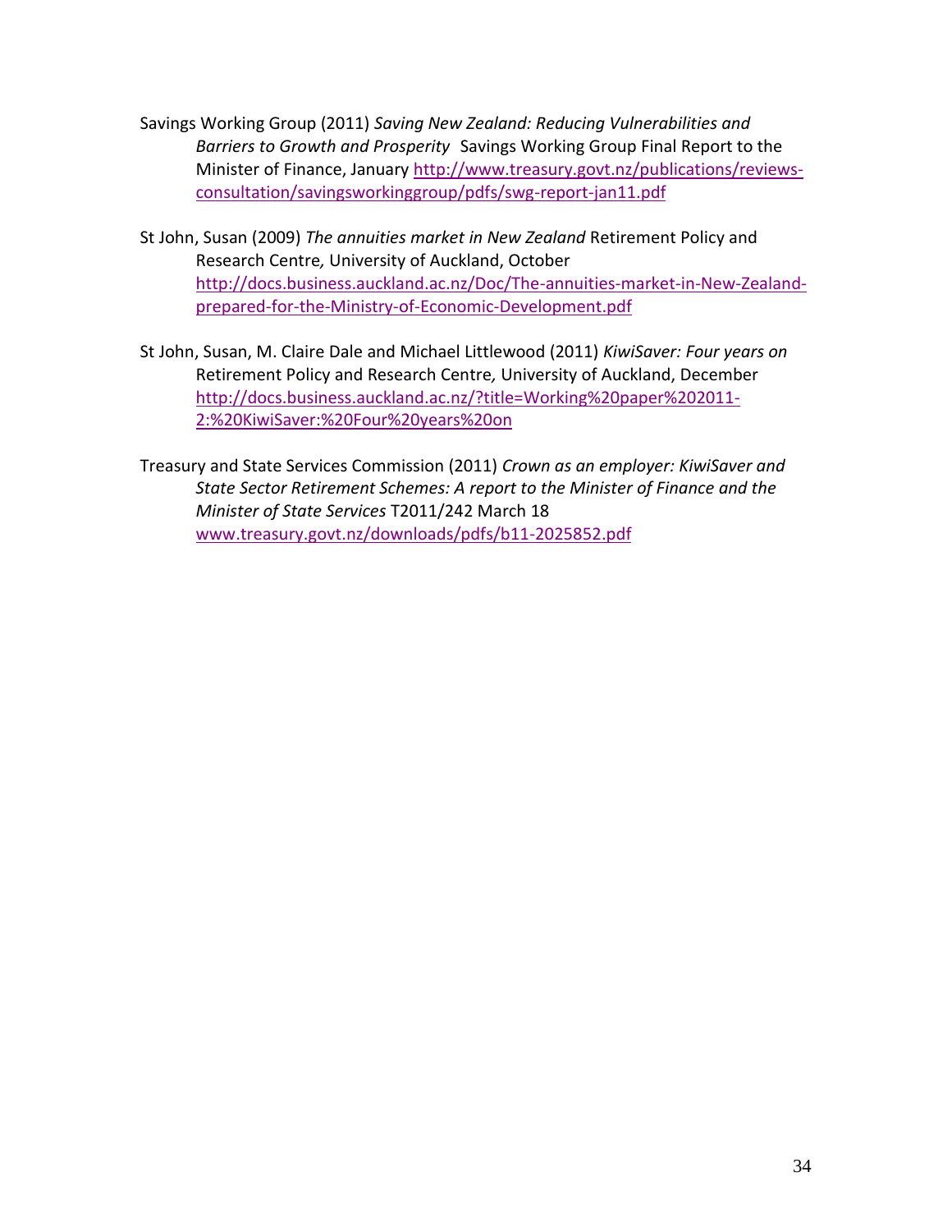Savings Working Group (2011) *Saving New Zealand: Reducing Vulnerabilities and Barriers to Growth and Prosperity* Savings Working Group Final Report to the Minister of Finance, January http://www.treasury.govt.nz/publications/reviews-consultation/savingsworkinggroup/pdfs/swg-report-jan11.pdf

St John, Susan (2009) *The annuities market in New Zealand* Retirement Policy and Research Centre, University of Auckland, October http://docs.business.auckland.ac.nz/Doc/The-annuities-market-in-New-Zealand-prepared-for-the-Ministry-of-Economic-Development.pdf

St John, Susan, M. Claire Dale and Michael Littlewood (2011) *KiwiSaver: Four years on* Retirement Policy and Research Centre, University of Auckland, December http://docs.business.auckland.ac.nz/?title=Working%20paper%202011-2:%20KiwiSaver:%20Four%20years%20on

Treasury and State Services Commission (2011) *Crown as an employer: KiwiSaver and State Sector Retirement Schemes: A report to the Minister of Finance and the Minister of State Services* T2011/242 March 18 www.treasury.govt.nz/downloads/pdfs/b11-2025852.pdf